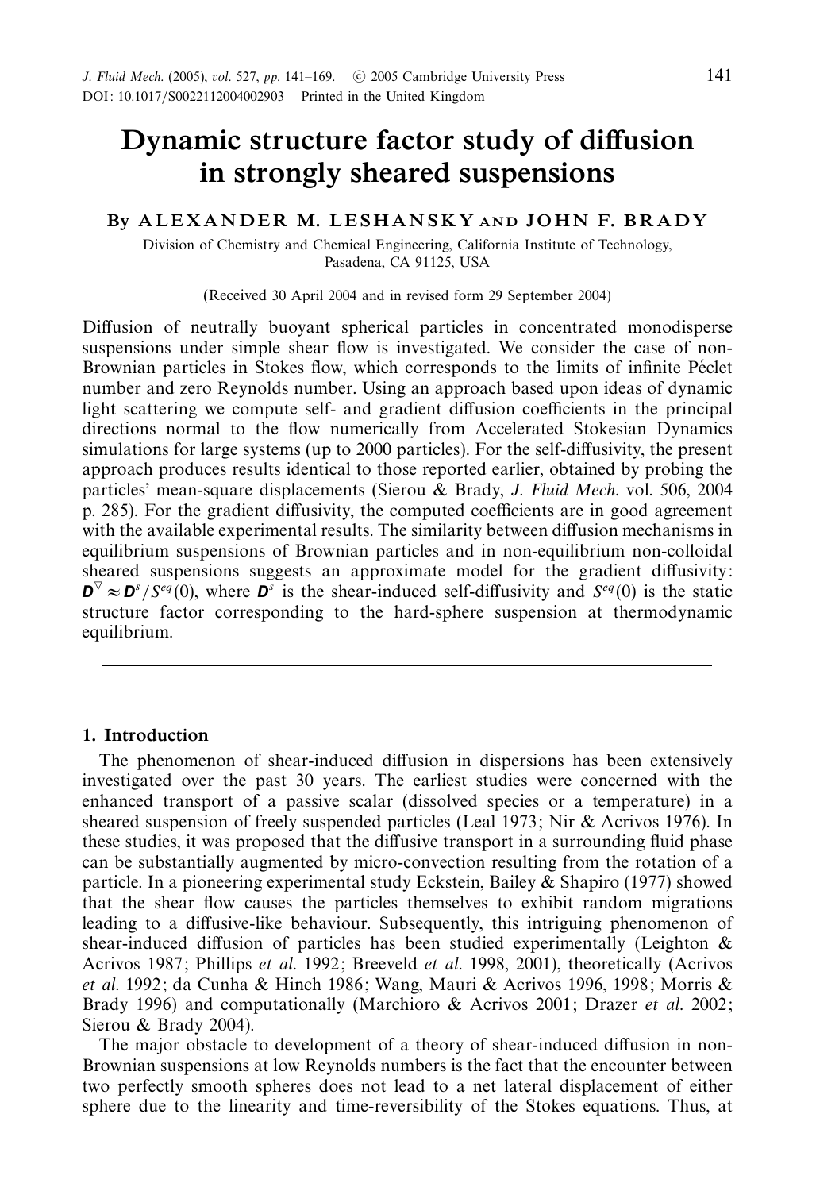# Dynamic structure factor study of diffusion in strongly sheared suspensions

By **ALEXANDER M. LESHANSKY** AND **JOHN F. BRADY**

Division of Chemistry and Chemical Engineering, California Institute of Technology, Pasadena, CA 91125, USA

(Received 30 April 2004 and in revised form 29 September 2004)

Diffusion of neutrally buoyant spherical particles in concentrated monodisperse suspensions under simple shear flow is investigated. We consider the case of non-Brownian particles in Stokes flow, which corresponds to the limits of infinite Péclet number and zero Reynolds number. Using an approach based upon ideas of dynamic light scattering we compute self- and gradient diffusion coefficients in the principal directions normal to the flow numerically from Accelerated Stokesian Dynamics simulations for large systems (up to 2000 particles). For the self-diffusivity, the present approach produces results identical to those reported earlier, obtained by probing the particles' mean-square displacements (Sierou & Brady, *J. Fluid Mech.* vol. 506, 2004 p. 285). For the gradient diffusivity, the computed coefficients are in good agreement with the available experimental results. The similarity between diffusion mechanisms in equilibrium suspensions of Brownian particles and in non-equilibrium non-colloidal sheared suspensions suggests an approximate model for the gradient diffusivity: $\boldsymbol{D}^{\nabla} \approx \boldsymbol{D}^{s}/S^{eq}(0)$, where $\boldsymbol{D}^{s}$ is the shear-induced self-diffusivity and $S^{eq}(0)$ is the static structure factor corresponding to the hard-sphere suspension at thermodynamic equilibrium.

## 1. Introduction

The phenomenon of shear-induced diffusion in dispersions has been extensively investigated over the past 30 years. The earliest studies were concerned with the enhanced transport of a passive scalar (dissolved species or a temperature) in a sheared suspension of freely suspended particles (Leal 1973; Nir & Acrivos 1976). In these studies, it was proposed that the diffusive transport in a surrounding fluid phase can be substantially augmented by micro-convection resulting from the rotation of a particle. In a pioneering experimental study Eckstein, Bailey & Shapiro (1977) showed that the shear flow causes the particles themselves to exhibit random migrations leading to a diffusive-like behaviour. Subsequently, this intriguing phenomenon of shear-induced diffusion of particles has been studied experimentally (Leighton & Acrivos 1987; Phillips *et al.* 1992; Breeveld *et al.* 1998, 2001), theoretically (Acrivos *et al.* 1992; da Cunha & Hinch 1986; Wang, Mauri & Acrivos 1996, 1998; Morris & Brady 1996) and computationally (Marchioro & Acrivos 2001; Drazer *et al.* 2002; Sierou & Brady 2004).

The major obstacle to development of a theory of shear-induced diffusion in non-Brownian suspensions at low Reynolds numbers is the fact that the encounter between two perfectly smooth spheres does not lead to a net lateral displacement of either sphere due to the linearity and time-reversibility of the Stokes equations. Thus, at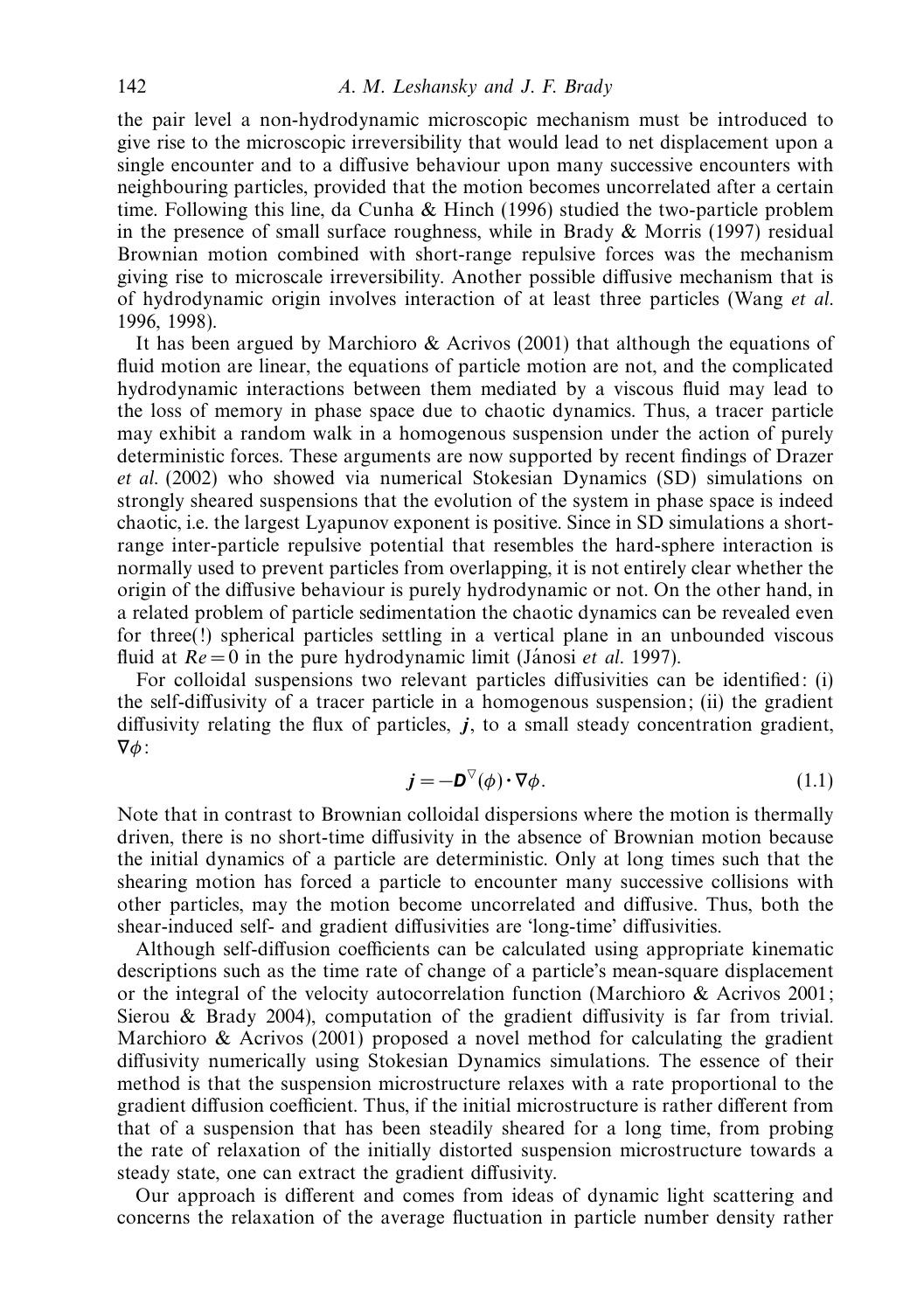the pair level a non-hydrodynamic microscopic mechanism must be introduced to give rise to the microscopic irreversibility that would lead to net displacement upon a single encounter and to a diffusive behaviour upon many successive encounters with neighbouring particles, provided that the motion becomes uncorrelated after a certain time. Following this line, da Cunha & Hinch (1996) studied the two-particle problem in the presence of small surface roughness, while in Brady & Morris (1997) residual Brownian motion combined with short-range repulsive forces was the mechanism giving rise to microscale irreversibility. Another possible diffusive mechanism that is of hydrodynamic origin involves interaction of at least three particles (Wang *et al.* 1996, 1998).

It has been argued by Marchioro & Acrivos (2001) that although the equations of fluid motion are linear, the equations of particle motion are not, and the complicated hydrodynamic interactions between them mediated by a viscous fluid may lead to the loss of memory in phase space due to chaotic dynamics. Thus, a tracer particle may exhibit a random walk in a homogenous suspension under the action of purely deterministic forces. These arguments are now supported by recent findings of Drazer *et al.* (2002) who showed via numerical Stokesian Dynamics (SD) simulations on strongly sheared suspensions that the evolution of the system in phase space is indeed chaotic, i.e. the largest Lyapunov exponent is positive. Since in SD simulations a short-range inter-particle repulsive potential that resembles the hard-sphere interaction is normally used to prevent particles from overlapping, it is not entirely clear whether the origin of the diffusive behaviour is purely hydrodynamic or not. On the other hand, in a related problem of particle sedimentation the chaotic dynamics can be revealed even for three(!) spherical particles settling in a vertical plane in an unbounded viscous fluid at $Re=0$ in the pure hydrodynamic limit (Jánosi *et al.* 1997).

For colloidal suspensions two relevant particles diffusivities can be identified: (i) the self-diffusivity of a tracer particle in a homogenous suspension; (ii) the gradient diffusivity relating the flux of particles, $\boldsymbol{j}$, to a small steady concentration gradient, $\nabla\phi$:

$$\boldsymbol{j} = -\boldsymbol{D}^{\nabla}(\phi)\cdot\nabla\phi. \tag{1.1}$$

Note that in contrast to Brownian colloidal dispersions where the motion is thermally driven, there is no short-time diffusivity in the absence of Brownian motion because the initial dynamics of a particle are deterministic. Only at long times such that the shearing motion has forced a particle to encounter many successive collisions with other particles, may the motion become uncorrelated and diffusive. Thus, both the shear-induced self- and gradient diffusivities are 'long-time' diffusivities.

Although self-diffusion coefficients can be calculated using appropriate kinematic descriptions such as the time rate of change of a particle's mean-square displacement or the integral of the velocity autocorrelation function (Marchioro & Acrivos 2001; Sierou & Brady 2004), computation of the gradient diffusivity is far from trivial. Marchioro & Acrivos (2001) proposed a novel method for calculating the gradient diffusivity numerically using Stokesian Dynamics simulations. The essence of their method is that the suspension microstructure relaxes with a rate proportional to the gradient diffusion coefficient. Thus, if the initial microstructure is rather different from that of a suspension that has been steadily sheared for a long time, from probing the rate of relaxation of the initially distorted suspension microstructure towards a steady state, one can extract the gradient diffusivity.

Our approach is different and comes from ideas of dynamic light scattering and concerns the relaxation of the average fluctuation in particle number density rather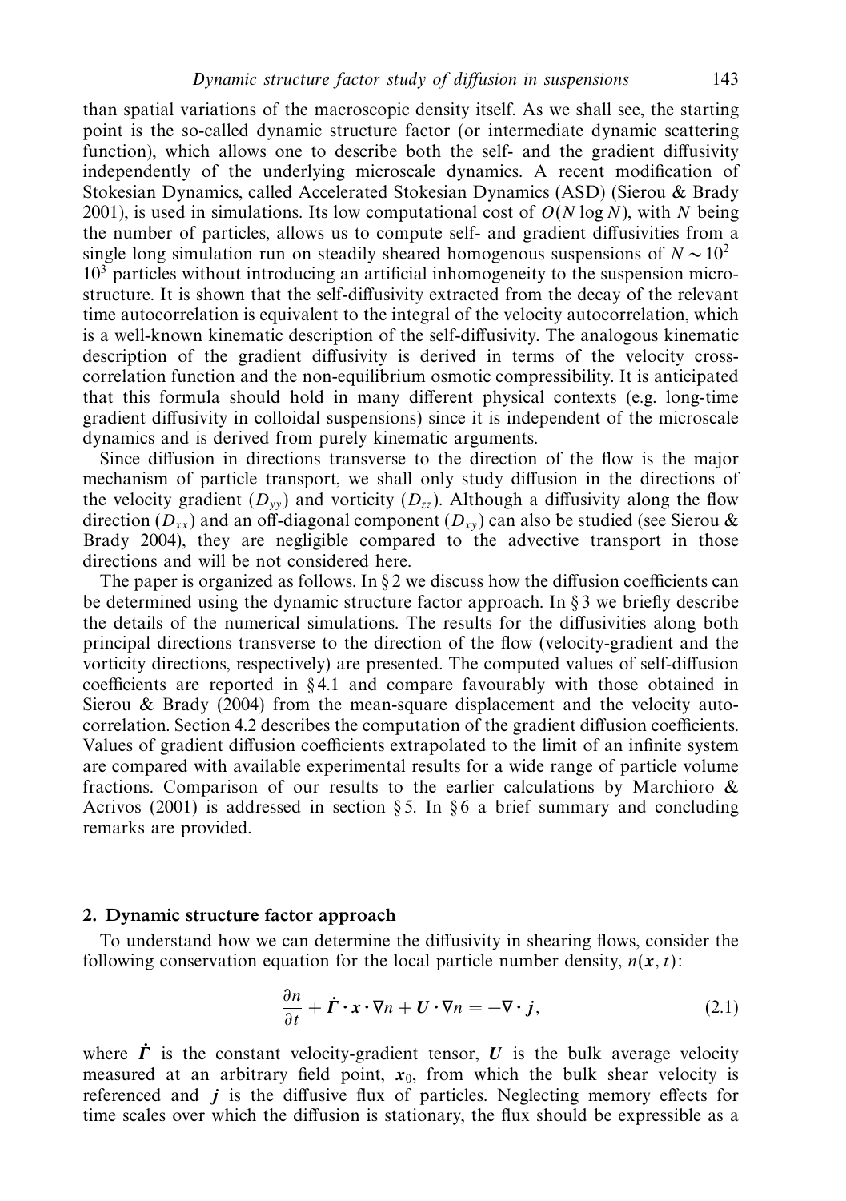than spatial variations of the macroscopic density itself. As we shall see, the starting point is the so-called dynamic structure factor (or intermediate dynamic scattering function), which allows one to describe both the self- and the gradient diffusivity independently of the underlying microscale dynamics. A recent modification of Stokesian Dynamics, called Accelerated Stokesian Dynamics (ASD) (Sierou & Brady 2001), is used in simulations. Its low computational cost of $O(N \log N)$, with $N$ being the number of particles, allows us to compute self- and gradient diffusivities from a single long simulation run on steadily sheared homogenous suspensions of $N \sim 10^2$–$10^3$ particles without introducing an artificial inhomogeneity to the suspension microstructure. It is shown that the self-diffusivity extracted from the decay of the relevant time autocorrelation is equivalent to the integral of the velocity autocorrelation, which is a well-known kinematic description of the self-diffusivity. The analogous kinematic description of the gradient diffusivity is derived in terms of the velocity cross-correlation function and the non-equilibrium osmotic compressibility. It is anticipated that this formula should hold in many different physical contexts (e.g. long-time gradient diffusivity in colloidal suspensions) since it is independent of the microscale dynamics and is derived from purely kinematic arguments.

Since diffusion in directions transverse to the direction of the flow is the major mechanism of particle transport, we shall only study diffusion in the directions of the velocity gradient ($D_{yy}$) and vorticity ($D_{zz}$). Although a diffusivity along the flow direction ($D_{xx}$) and an off-diagonal component ($D_{xy}$) can also be studied (see Sierou & Brady 2004), they are negligible compared to the advective transport in those directions and will be not considered here.

The paper is organized as follows. In § 2 we discuss how the diffusion coefficients can be determined using the dynamic structure factor approach. In § 3 we briefly describe the details of the numerical simulations. The results for the diffusivities along both principal directions transverse to the direction of the flow (velocity-gradient and the vorticity directions, respectively) are presented. The computed values of self-diffusion coefficients are reported in § 4.1 and compare favourably with those obtained in Sierou & Brady (2004) from the mean-square displacement and the velocity autocorrelation. Section 4.2 describes the computation of the gradient diffusion coefficients. Values of gradient diffusion coefficients extrapolated to the limit of an infinite system are compared with available experimental results for a wide range of particle volume fractions. Comparison of our results to the earlier calculations by Marchioro & Acrivos (2001) is addressed in section § 5. In § 6 a brief summary and concluding remarks are provided.

## 2. Dynamic structure factor approach

To understand how we can determine the diffusivity in shearing flows, consider the following conservation equation for the local particle number density, $n(\boldsymbol{x}, t)$:

$$\frac{\partial n}{\partial t} + \dot{\boldsymbol{\Gamma}} \cdot \boldsymbol{x} \cdot \nabla n + \boldsymbol{U} \cdot \nabla n = -\nabla \cdot \boldsymbol{j}, \tag{2.1}$$

where $\dot{\boldsymbol{\Gamma}}$ is the constant velocity-gradient tensor, $\boldsymbol{U}$ is the bulk average velocity measured at an arbitrary field point, $\boldsymbol{x}_0$, from which the bulk shear velocity is referenced and $\boldsymbol{j}$ is the diffusive flux of particles. Neglecting memory effects for time scales over which the diffusion is stationary, the flux should be expressible as a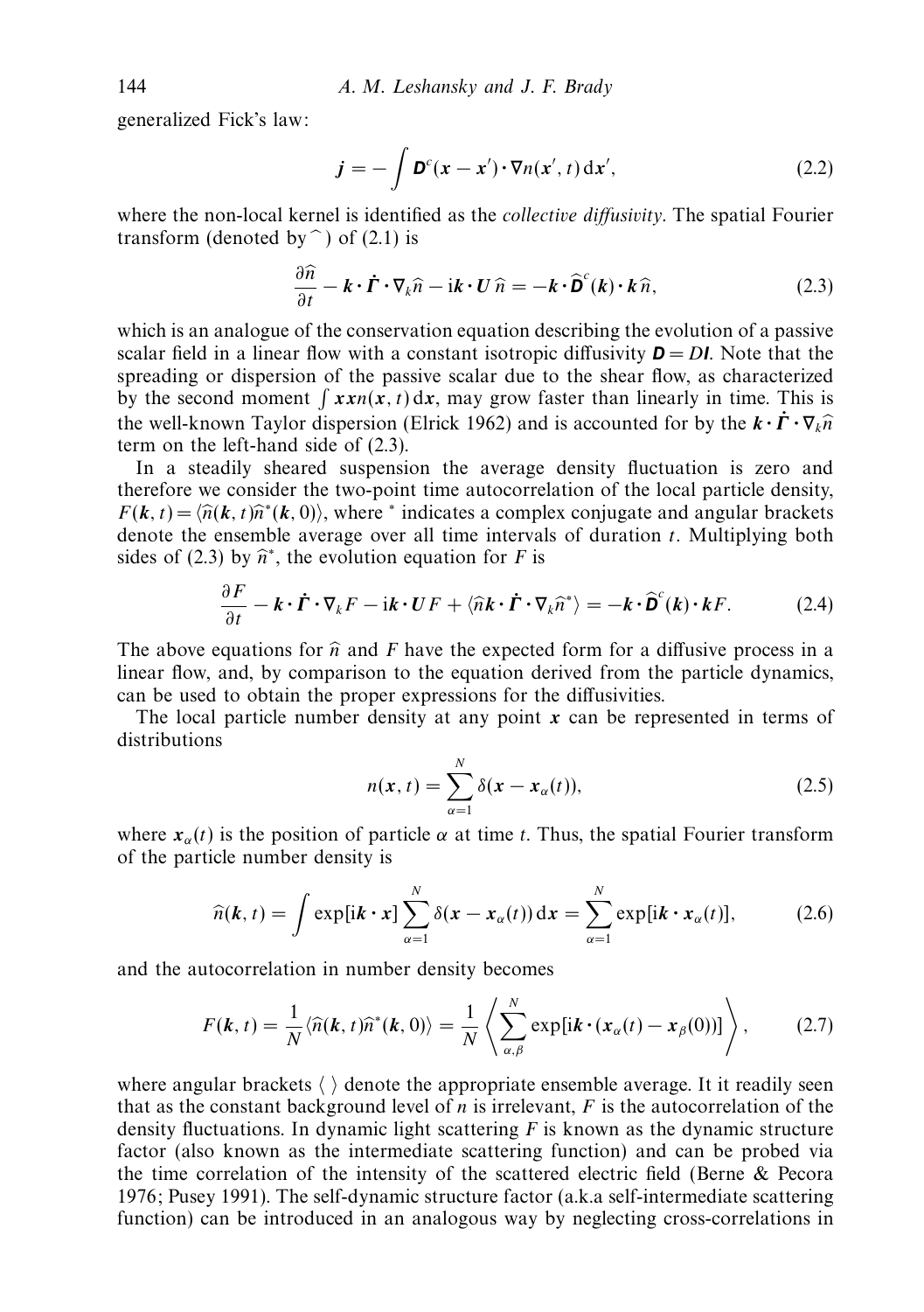generalized Fick's law:

$$\boldsymbol{j} = -\int \boldsymbol{D}^c(\boldsymbol{x}-\boldsymbol{x}')\cdot\nabla n(\boldsymbol{x}',t)\,\mathrm{d}\boldsymbol{x}', \tag{2.2}$$

where the non-local kernel is identified as the *collective diffusivity*. The spatial Fourier transform (denoted by $\widehat{\ }$) of (2.1) is

$$\frac{\partial \widehat{n}}{\partial t} - \boldsymbol{k}\cdot\dot{\boldsymbol{\Gamma}}\cdot\nabla_k \widehat{n} - \mathrm{i}\boldsymbol{k}\cdot\boldsymbol{U}\,\widehat{n} = -\boldsymbol{k}\cdot\widehat{\boldsymbol{D}}^c(\boldsymbol{k})\cdot\boldsymbol{k}\,\widehat{n}, \tag{2.3}$$

which is an analogue of the conservation equation describing the evolution of a passive scalar field in a linear flow with a constant isotropic diffusivity $\boldsymbol{D} = D\boldsymbol{I}$. Note that the spreading or dispersion of the passive scalar due to the shear flow, as characterized by the second moment $\int \boldsymbol{x}\boldsymbol{x}n(\boldsymbol{x},t)\,\mathrm{d}\boldsymbol{x}$, may grow faster than linearly in time. This is the well-known Taylor dispersion (Elrick 1962) and is accounted for by the $\boldsymbol{k}\cdot\dot{\boldsymbol{\Gamma}}\cdot\nabla_k\widehat{n}$ term on the left-hand side of (2.3).

In a steadily sheared suspension the average density fluctuation is zero and therefore we consider the two-point time autocorrelation of the local particle density, $F(\boldsymbol{k},t) = \langle \widehat{n}(\boldsymbol{k},t)\widehat{n}^*(\boldsymbol{k},0)\rangle$, where $^*$ indicates a complex conjugate and angular brackets denote the ensemble average over all time intervals of duration $t$. Multiplying both sides of (2.3) by $\widehat{n}^*$, the evolution equation for $F$ is

$$\frac{\partial F}{\partial t} - \boldsymbol{k}\cdot\dot{\boldsymbol{\Gamma}}\cdot\nabla_k F - \mathrm{i}\boldsymbol{k}\cdot\boldsymbol{U}F + \langle \widehat{n}\boldsymbol{k}\cdot\dot{\boldsymbol{\Gamma}}\cdot\nabla_k\widehat{n}^*\rangle = -\boldsymbol{k}\cdot\widehat{\boldsymbol{D}}^c(\boldsymbol{k})\cdot\boldsymbol{k}F. \tag{2.4}$$

The above equations for $\widehat{n}$ and $F$ have the expected form for a diffusive process in a linear flow, and, by comparison to the equation derived from the particle dynamics, can be used to obtain the proper expressions for the diffusivities.

The local particle number density at any point $\boldsymbol{x}$ can be represented in terms of distributions

$$n(\boldsymbol{x},t) = \sum_{\alpha=1}^{N} \delta(\boldsymbol{x}-\boldsymbol{x}_\alpha(t)), \tag{2.5}$$

where $\boldsymbol{x}_\alpha(t)$ is the position of particle $\alpha$ at time $t$. Thus, the spatial Fourier transform of the particle number density is

$$\widehat{n}(\boldsymbol{k},t) = \int \exp[\mathrm{i}\boldsymbol{k}\cdot\boldsymbol{x}]\sum_{\alpha=1}^{N}\delta(\boldsymbol{x}-\boldsymbol{x}_\alpha(t))\,\mathrm{d}\boldsymbol{x} = \sum_{\alpha=1}^{N}\exp[\mathrm{i}\boldsymbol{k}\cdot\boldsymbol{x}_\alpha(t)], \tag{2.6}$$

and the autocorrelation in number density becomes

$$F(\boldsymbol{k},t) = \frac{1}{N}\langle \widehat{n}(\boldsymbol{k},t)\widehat{n}^*(\boldsymbol{k},0)\rangle = \frac{1}{N}\left\langle \sum_{\alpha,\beta}^{N}\exp[\mathrm{i}\boldsymbol{k}\cdot(\boldsymbol{x}_\alpha(t)-\boldsymbol{x}_\beta(0))]\right\rangle, \tag{2.7}$$

where angular brackets $\langle\ \rangle$ denote the appropriate ensemble average. It it readily seen that as the constant background level of $n$ is irrelevant, $F$ is the autocorrelation of the density fluctuations. In dynamic light scattering $F$ is known as the dynamic structure factor (also known as the intermediate scattering function) and can be probed via the time correlation of the intensity of the scattered electric field (Berne & Pecora 1976; Pusey 1991). The self-dynamic structure factor (a.k.a self-intermediate scattering function) can be introduced in an analogous way by neglecting cross-correlations in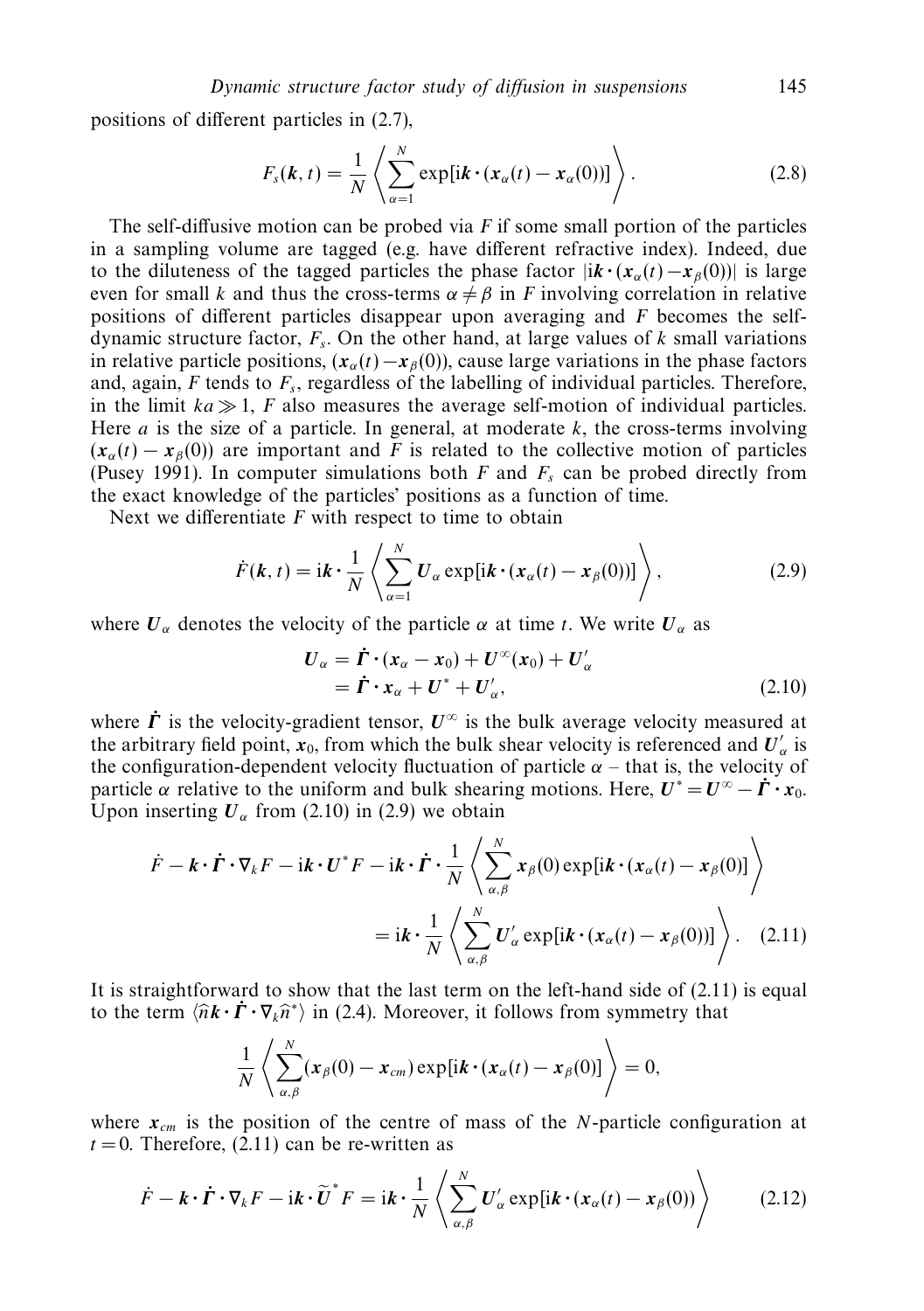positions of different particles in (2.7),

$$F_s(\boldsymbol{k}, t) = \frac{1}{N} \left\langle \sum_{\alpha=1}^{N} \exp[\mathrm{i}\boldsymbol{k} \cdot (\boldsymbol{x}_\alpha(t) - \boldsymbol{x}_\alpha(0))] \right\rangle . \tag{2.8}$$

The self-diffusive motion can be probed via $F$ if some small portion of the particles in a sampling volume are tagged (e.g. have different refractive index). Indeed, due to the diluteness of the tagged particles the phase factor $|\mathrm{i}\boldsymbol{k} \cdot (\boldsymbol{x}_\alpha(t) - \boldsymbol{x}_\beta(0))|$ is large even for small $k$ and thus the cross-terms $\alpha \neq \beta$ in $F$ involving correlation in relative positions of different particles disappear upon averaging and $F$ becomes the self-dynamic structure factor, $F_s$. On the other hand, at large values of $k$ small variations in relative particle positions, $(\boldsymbol{x}_\alpha(t) - \boldsymbol{x}_\beta(0))$, cause large variations in the phase factors and, again, $F$ tends to $F_s$, regardless of the labelling of individual particles. Therefore, in the limit $ka \gg 1$, $F$ also measures the average self-motion of individual particles. Here $a$ is the size of a particle. In general, at moderate $k$, the cross-terms involving $(\boldsymbol{x}_\alpha(t) - \boldsymbol{x}_\beta(0))$ are important and $F$ is related to the collective motion of particles (Pusey 1991). In computer simulations both $F$ and $F_s$ can be probed directly from the exact knowledge of the particles' positions as a function of time.

Next we differentiate $F$ with respect to time to obtain

$$\dot{F}(\boldsymbol{k}, t) = \mathrm{i}\boldsymbol{k} \cdot \frac{1}{N} \left\langle \sum_{\alpha=1}^{N} \boldsymbol{U}_\alpha \exp[\mathrm{i}\boldsymbol{k} \cdot (\boldsymbol{x}_\alpha(t) - \boldsymbol{x}_\beta(0))] \right\rangle , \tag{2.9}$$

where $\boldsymbol{U}_\alpha$ denotes the velocity of the particle $\alpha$ at time $t$. We write $\boldsymbol{U}_\alpha$ as

$$\begin{aligned} \boldsymbol{U}_\alpha &= \dot{\boldsymbol{\Gamma}} \cdot (\boldsymbol{x}_\alpha - \boldsymbol{x}_0) + \boldsymbol{U}^\infty(\boldsymbol{x}_0) + \boldsymbol{U}'_\alpha \\ &= \dot{\boldsymbol{\Gamma}} \cdot \boldsymbol{x}_\alpha + \boldsymbol{U}^* + \boldsymbol{U}'_\alpha, \end{aligned} \tag{2.10}$$

where $\dot{\boldsymbol{\Gamma}}$ is the velocity-gradient tensor, $\boldsymbol{U}^\infty$ is the bulk average velocity measured at the arbitrary field point, $\boldsymbol{x}_0$, from which the bulk shear velocity is referenced and $\boldsymbol{U}'_\alpha$ is the configuration-dependent velocity fluctuation of particle $\alpha$ – that is, the velocity of particle $\alpha$ relative to the uniform and bulk shearing motions. Here, $\boldsymbol{U}^* = \boldsymbol{U}^\infty - \dot{\boldsymbol{\Gamma}} \cdot \boldsymbol{x}_0$. Upon inserting $\boldsymbol{U}_\alpha$ from (2.10) in (2.9) we obtain

$$\begin{aligned} \dot{F} - \boldsymbol{k} \cdot \dot{\boldsymbol{\Gamma}} \cdot \nabla_k F - \mathrm{i}\boldsymbol{k} \cdot \boldsymbol{U}^* F - \mathrm{i}\boldsymbol{k} \cdot \dot{\boldsymbol{\Gamma}} \cdot \frac{1}{N} \left\langle \sum_{\alpha,\beta}^{N} \boldsymbol{x}_\beta(0) \exp[\mathrm{i}\boldsymbol{k} \cdot (\boldsymbol{x}_\alpha(t) - \boldsymbol{x}_\beta(0)] \right\rangle \\ = \mathrm{i}\boldsymbol{k} \cdot \frac{1}{N} \left\langle \sum_{\alpha,\beta}^{N} \boldsymbol{U}'_\alpha \exp[\mathrm{i}\boldsymbol{k} \cdot (\boldsymbol{x}_\alpha(t) - \boldsymbol{x}_\beta(0))] \right\rangle . \end{aligned} \tag{2.11}$$

It is straightforward to show that the last term on the left-hand side of (2.11) is equal to the term $\langle \widehat{n}\boldsymbol{k} \cdot \dot{\boldsymbol{\Gamma}} \cdot \nabla_k \widehat{n}^* \rangle$ in (2.4). Moreover, it follows from symmetry that

$$\frac{1}{N} \left\langle \sum_{\alpha,\beta}^{N} (\boldsymbol{x}_\beta(0) - \boldsymbol{x}_{cm}) \exp[\mathrm{i}\boldsymbol{k} \cdot (\boldsymbol{x}_\alpha(t) - \boldsymbol{x}_\beta(0)] \right\rangle = 0,$$

where $\boldsymbol{x}_{cm}$ is the position of the centre of mass of the $N$-particle configuration at $t = 0$. Therefore, (2.11) can be re-written as

$$\dot{F} - \boldsymbol{k} \cdot \dot{\boldsymbol{\Gamma}} \cdot \nabla_k F - \mathrm{i}\boldsymbol{k} \cdot \widetilde{\boldsymbol{U}}^* F = \mathrm{i}\boldsymbol{k} \cdot \frac{1}{N} \left\langle \sum_{\alpha,\beta}^{N} \boldsymbol{U}'_\alpha \exp[\mathrm{i}\boldsymbol{k} \cdot (\boldsymbol{x}_\alpha(t) - \boldsymbol{x}_\beta(0)) \right\rangle \tag{2.12}$$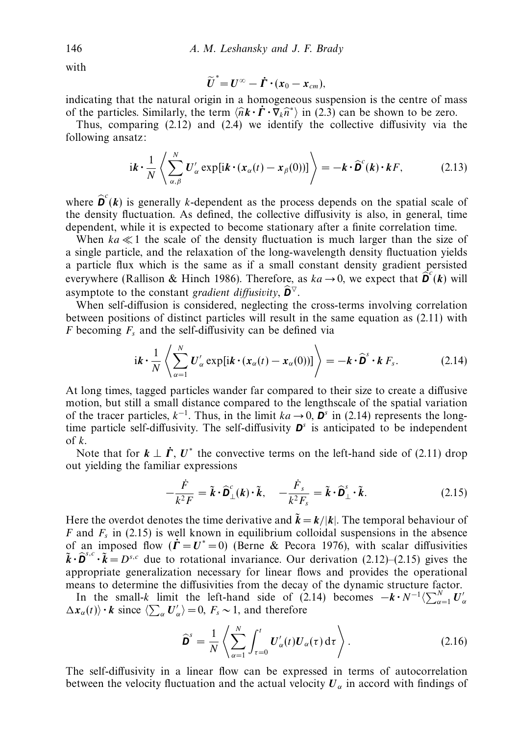with

$$\widetilde{\boldsymbol{U}}^* = \boldsymbol{U}^\infty - \dot{\boldsymbol{\Gamma}} \cdot (\boldsymbol{x}_0 - \boldsymbol{x}_{cm}),$$

indicating that the natural origin in a homogeneous suspension is the centre of mass of the particles. Similarly, the term $\langle \widehat{n}\boldsymbol{k} \cdot \dot{\boldsymbol{\Gamma}} \cdot \boldsymbol{\nabla}_k \widehat{n}^* \rangle$ in (2.3) can be shown to be zero.

Thus, comparing (2.12) and (2.4) we identify the collective diffusivity via the following ansatz:

$$\mathrm{i}\boldsymbol{k} \cdot \frac{1}{N} \left\langle \sum_{\alpha,\beta}^{N} \boldsymbol{U}'_\alpha \exp[\mathrm{i}\boldsymbol{k} \cdot (\boldsymbol{x}_\alpha(t) - \boldsymbol{x}_\beta(0))] \right\rangle = -\boldsymbol{k} \cdot \widehat{\boldsymbol{D}}^c(\boldsymbol{k}) \cdot \boldsymbol{k} F, \tag{2.13}$$

where $\widehat{\boldsymbol{D}}^c(\boldsymbol{k})$ is generally $k$-dependent as the process depends on the spatial scale of the density fluctuation. As defined, the collective diffusivity is also, in general, time dependent, while it is expected to become stationary after a finite correlation time.

When $ka \ll 1$ the scale of the density fluctuation is much larger than the size of a single particle, and the relaxation of the long-wavelength density fluctuation yields a particle flux which is the same as if a small constant density gradient persisted everywhere (Rallison & Hinch 1986). Therefore, as $ka \to 0$, we expect that $\widehat{\boldsymbol{D}}^c(\boldsymbol{k})$ will asymptote to the constant *gradient diffusivity*, $\widehat{\boldsymbol{D}}^\nabla$.

When self-diffusion is considered, neglecting the cross-terms involving correlation between positions of distinct particles will result in the same equation as (2.11) with $F$ becoming $F_s$ and the self-diffusivity can be defined via

$$\mathrm{i}\boldsymbol{k} \cdot \frac{1}{N} \left\langle \sum_{\alpha=1}^{N} \boldsymbol{U}'_\alpha \exp[\mathrm{i}\boldsymbol{k} \cdot (\boldsymbol{x}_\alpha(t) - \boldsymbol{x}_\alpha(0))] \right\rangle = -\boldsymbol{k} \cdot \widehat{\boldsymbol{D}}^s \cdot \boldsymbol{k}\, F_s. \tag{2.14}$$

At long times, tagged particles wander far compared to their size to create a diffusive motion, but still a small distance compared to the lengthscale of the spatial variation of the tracer particles, $k^{-1}$. Thus, in the limit $ka \to 0$, $\boldsymbol{D}^s$ in (2.14) represents the long-time particle self-diffusivity. The self-diffusivity $\boldsymbol{D}^s$ is anticipated to be independent of $k$.

Note that for $\boldsymbol{k} \perp \dot{\boldsymbol{\Gamma}}$, $\boldsymbol{U}^*$ the convective terms on the left-hand side of (2.11) drop out yielding the familiar expressions

$$-\frac{\dot{F}}{k^2 F} = \tilde{\boldsymbol{k}} \cdot \widehat{\boldsymbol{D}}^c_\perp(\boldsymbol{k}) \cdot \tilde{\boldsymbol{k}}, \quad -\frac{\dot{F}_s}{k^2 F_s} = \tilde{\boldsymbol{k}} \cdot \widehat{\boldsymbol{D}}^s_\perp \cdot \tilde{\boldsymbol{k}}. \tag{2.15}$$

Here the overdot denotes the time derivative and $\tilde{\boldsymbol{k}} = \boldsymbol{k}/|\boldsymbol{k}|$. The temporal behaviour of $F$ and $F_s$ in (2.15) is well known in equilibrium colloidal suspensions in the absence of an imposed flow ($\dot{\boldsymbol{\Gamma}} = \boldsymbol{U}^* = 0$) (Berne & Pecora 1976), with scalar diffusivities $\tilde{\boldsymbol{k}} \cdot \widehat{\boldsymbol{D}}^{s,c} \cdot \tilde{\boldsymbol{k}} = D^{s,c}$ due to rotational invariance. Our derivation (2.12)–(2.15) gives the appropriate generalization necessary for linear flows and provides the operational means to determine the diffusivities from the decay of the dynamic structure factor.

In the small-$k$ limit the left-hand side of (2.14) becomes $-\boldsymbol{k} \cdot N^{-1} \langle \sum_{\alpha=1}^{N} \boldsymbol{U}'_\alpha \Delta \boldsymbol{x}_\alpha(t) \rangle \cdot \boldsymbol{k}$ since $\langle \sum_\alpha \boldsymbol{U}'_\alpha \rangle = 0$, $F_s \sim 1$, and therefore

$$\widehat{\boldsymbol{D}}^s = \frac{1}{N} \left\langle \sum_{\alpha=1}^{N} \int_{\tau=0}^{t} \boldsymbol{U}'_\alpha(t) \boldsymbol{U}_\alpha(\tau)\, \mathrm{d}\tau \right\rangle. \tag{2.16}$$

The self-diffusivity in a linear flow can be expressed in terms of autocorrelation between the velocity fluctuation and the actual velocity $\boldsymbol{U}_\alpha$ in accord with findings of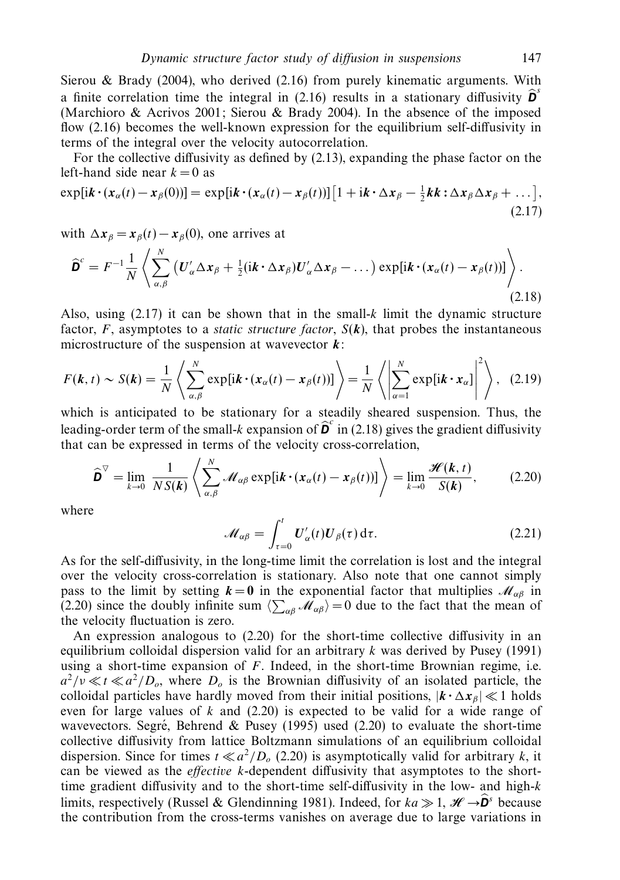Sierou & Brady (2004), who derived (2.16) from purely kinematic arguments. With a finite correlation time the integral in (2.16) results in a stationary diffusivity $\widehat{\boldsymbol{D}}^{s}$ (Marchioro & Acrivos 2001; Sierou & Brady 2004). In the absence of the imposed flow (2.16) becomes the well-known expression for the equilibrium self-diffusivity in terms of the integral over the velocity autocorrelation.

For the collective diffusivity as defined by (2.13), expanding the phase factor on the left-hand side near $k = 0$ as

$$\exp[\mathrm{i}\boldsymbol{k}\cdot(\boldsymbol{x}_\alpha(t) - \boldsymbol{x}_\beta(0))] = \exp[\mathrm{i}\boldsymbol{k}\cdot(\boldsymbol{x}_\alpha(t) - \boldsymbol{x}_\beta(t))]\left[1 + \mathrm{i}\boldsymbol{k}\cdot\Delta\boldsymbol{x}_\beta - \tfrac{1}{2}\boldsymbol{k}\boldsymbol{k}:\Delta\boldsymbol{x}_\beta\Delta\boldsymbol{x}_\beta + \dots\right], \tag{2.17}$$

with $\Delta\boldsymbol{x}_\beta = \boldsymbol{x}_\beta(t) - \boldsymbol{x}_\beta(0)$, one arrives at

$$\widehat{\boldsymbol{D}}^{c} = F^{-1}\frac{1}{N}\left\langle \sum_{\alpha,\beta}^{N}\left(\boldsymbol{U}'_\alpha\Delta\boldsymbol{x}_\beta + \tfrac{1}{2}(\mathrm{i}\boldsymbol{k}\cdot\Delta\boldsymbol{x}_\beta)\boldsymbol{U}'_\alpha\Delta\boldsymbol{x}_\beta - \dots\right)\exp[\mathrm{i}\boldsymbol{k}\cdot(\boldsymbol{x}_\alpha(t) - \boldsymbol{x}_\beta(t))]\right\rangle. \tag{2.18}$$

Also, using (2.17) it can be shown that in the small-$k$ limit the dynamic structure factor, $F$, asymptotes to a *static structure factor*, $S(\boldsymbol{k})$, that probes the instantaneous microstructure of the suspension at wavevector $\boldsymbol{k}$:

$$F(\boldsymbol{k}, t) \sim S(\boldsymbol{k}) = \frac{1}{N}\left\langle \sum_{\alpha,\beta}^{N}\exp[\mathrm{i}\boldsymbol{k}\cdot(\boldsymbol{x}_\alpha(t) - \boldsymbol{x}_\beta(t))]\right\rangle = \frac{1}{N}\left\langle \left|\sum_{\alpha=1}^{N}\exp[\mathrm{i}\boldsymbol{k}\cdot\boldsymbol{x}_\alpha]\right|^2\right\rangle, \tag{2.19}$$

which is anticipated to be stationary for a steadily sheared suspension. Thus, the leading-order term of the small-$k$ expansion of $\widehat{\boldsymbol{D}}^{c}$ in (2.18) gives the gradient diffusivity that can be expressed in terms of the velocity cross-correlation,

$$\widehat{\boldsymbol{D}}^{\nabla} = \lim_{k\to 0}\frac{1}{N S(\boldsymbol{k})}\left\langle \sum_{\alpha,\beta}^{N}\mathscr{M}_{\alpha\beta}\exp[\mathrm{i}\boldsymbol{k}\cdot(\boldsymbol{x}_\alpha(t) - \boldsymbol{x}_\beta(t))]\right\rangle = \lim_{k\to 0}\frac{\mathscr{H}(\boldsymbol{k}, t)}{S(\boldsymbol{k})}, \tag{2.20}$$

where

$$\mathscr{M}_{\alpha\beta} = \int_{\tau=0}^{t}\boldsymbol{U}'_\alpha(t)\boldsymbol{U}_\beta(\tau)\,\mathrm{d}\tau. \tag{2.21}$$

As for the self-diffusivity, in the long-time limit the correlation is lost and the integral over the velocity cross-correlation is stationary. Also note that one cannot simply pass to the limit by setting $\boldsymbol{k} = \boldsymbol{0}$ in the exponential factor that multiplies $\mathscr{M}_{\alpha\beta}$ in (2.20) since the doubly infinite sum $\langle\sum_{\alpha\beta}\mathscr{M}_{\alpha\beta}\rangle = 0$ due to the fact that the mean of the velocity fluctuation is zero.

An expression analogous to (2.20) for the short-time collective diffusivity in an equilibrium colloidal dispersion valid for an arbitrary $k$ was derived by Pusey (1991) using a short-time expansion of $F$. Indeed, in the short-time Brownian regime, i.e. $a^2/\nu \ll t \ll a^2/D_o$, where $D_o$ is the Brownian diffusivity of an isolated particle, the colloidal particles have hardly moved from their initial positions, $|\boldsymbol{k}\cdot\Delta\boldsymbol{x}_\beta| \ll 1$ holds even for large values of $k$ and (2.20) is expected to be valid for a wide range of wavevectors. Segré, Behrend & Pusey (1995) used (2.20) to evaluate the short-time collective diffusivity from lattice Boltzmann simulations of an equilibrium colloidal dispersion. Since for times $t \ll a^2/D_o$ (2.20) is asymptotically valid for arbitrary $k$, it can be viewed as the *effective* $k$-dependent diffusivity that asymptotes to the short-time gradient diffusivity and to the short-time self-diffusivity in the low- and high-$k$ limits, respectively (Russel & Glendinning 1981). Indeed, for $ka \gg 1$, $\mathscr{H} \to \widehat{\boldsymbol{D}}^{s}$ because the contribution from the cross-terms vanishes on average due to large variations in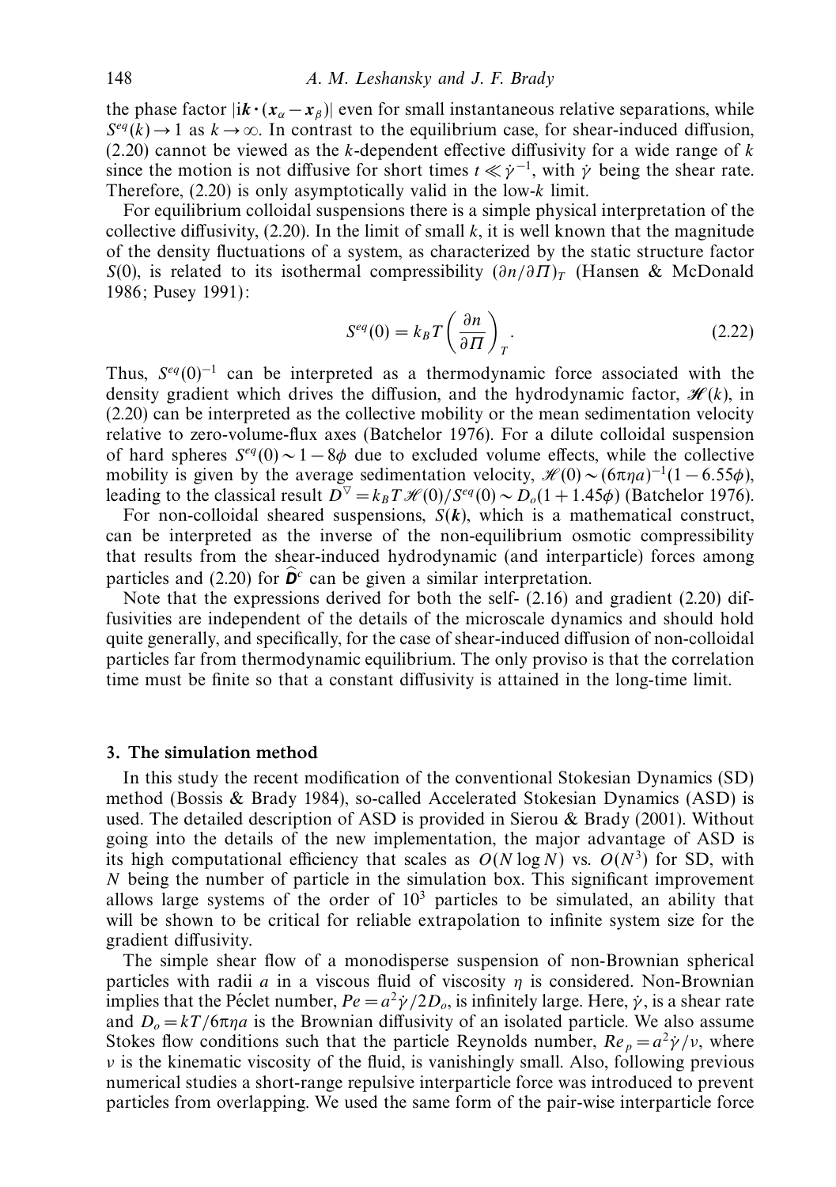the phase factor $|i\boldsymbol{k}\cdot(\boldsymbol{x}_\alpha - \boldsymbol{x}_\beta)|$ even for small instantaneous relative separations, while $S^{eq}(k) \to 1$ as $k \to \infty$. In contrast to the equilibrium case, for shear-induced diffusion, (2.20) cannot be viewed as the $k$-dependent effective diffusivity for a wide range of $k$ since the motion is not diffusive for short times $t \ll \dot{\gamma}^{-1}$, with $\dot{\gamma}$ being the shear rate. Therefore, (2.20) is only asymptotically valid in the low-$k$ limit.

For equilibrium colloidal suspensions there is a simple physical interpretation of the collective diffusivity, (2.20). In the limit of small $k$, it is well known that the magnitude of the density fluctuations of a system, as characterized by the static structure factor $S(0)$, is related to its isothermal compressibility $(\partial n/\partial \Pi)_T$ (Hansen & McDonald 1986; Pusey 1991):

$$S^{eq}(0) = k_B T \left(\frac{\partial n}{\partial \Pi}\right)_T. \tag{2.22}$$

Thus, $S^{eq}(0)^{-1}$ can be interpreted as a thermodynamic force associated with the density gradient which drives the diffusion, and the hydrodynamic factor, $\mathscr{H}(k)$, in (2.20) can be interpreted as the collective mobility or the mean sedimentation velocity relative to zero-volume-flux axes (Batchelor 1976). For a dilute colloidal suspension of hard spheres $S^{eq}(0) \sim 1 - 8\phi$ due to excluded volume effects, while the collective mobility is given by the average sedimentation velocity, $\mathscr{H}(0) \sim (6\pi\eta a)^{-1}(1 - 6.55\phi)$, leading to the classical result $D^{\nabla} = k_B T \mathscr{H}(0)/S^{eq}(0) \sim D_o(1 + 1.45\phi)$ (Batchelor 1976).

For non-colloidal sheared suspensions, $S(\boldsymbol{k})$, which is a mathematical construct, can be interpreted as the inverse of the non-equilibrium osmotic compressibility that results from the shear-induced hydrodynamic (and interparticle) forces among particles and (2.20) for $\widehat{\boldsymbol{D}}^c$ can be given a similar interpretation.

Note that the expressions derived for both the self- (2.16) and gradient (2.20) diffusivities are independent of the details of the microscale dynamics and should hold quite generally, and specifically, for the case of shear-induced diffusion of non-colloidal particles far from thermodynamic equilibrium. The only proviso is that the correlation time must be finite so that a constant diffusivity is attained in the long-time limit.

## 3. The simulation method

In this study the recent modification of the conventional Stokesian Dynamics (SD) method (Bossis & Brady 1984), so-called Accelerated Stokesian Dynamics (ASD) is used. The detailed description of ASD is provided in Sierou & Brady (2001). Without going into the details of the new implementation, the major advantage of ASD is its high computational efficiency that scales as $O(N \log N)$ vs. $O(N^3)$ for SD, with $N$ being the number of particle in the simulation box. This significant improvement allows large systems of the order of $10^3$ particles to be simulated, an ability that will be shown to be critical for reliable extrapolation to infinite system size for the gradient diffusivity.

The simple shear flow of a monodisperse suspension of non-Brownian spherical particles with radii $a$ in a viscous fluid of viscosity $\eta$ is considered. Non-Brownian implies that the Péclet number, $Pe = a^2\dot{\gamma}/2D_o$, is infinitely large. Here, $\dot{\gamma}$, is a shear rate and $D_o = kT/6\pi\eta a$ is the Brownian diffusivity of an isolated particle. We also assume Stokes flow conditions such that the particle Reynolds number, $Re_p = a^2\dot{\gamma}/\nu$, where $\nu$ is the kinematic viscosity of the fluid, is vanishingly small. Also, following previous numerical studies a short-range repulsive interparticle force was introduced to prevent particles from overlapping. We used the same form of the pair-wise interparticle force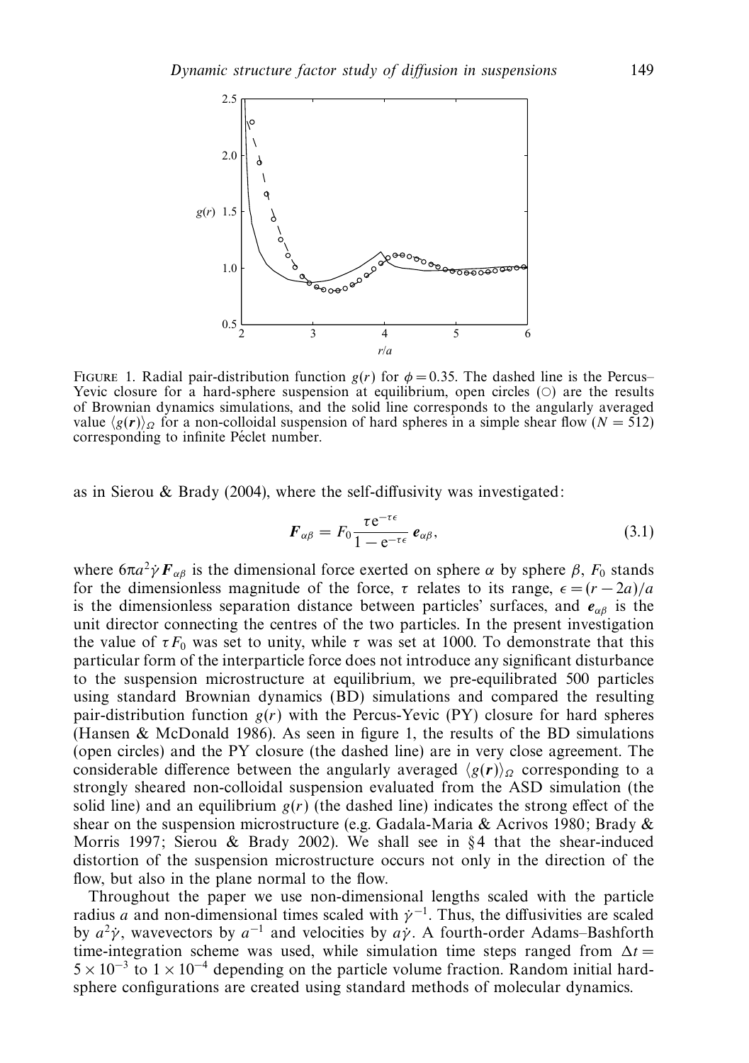FIGURE 1. Radial pair-distribution function $g(r)$ for $\phi = 0.35$. The dashed line is the Percus–Yevic closure for a hard-sphere suspension at equilibrium, open circles (○) are the results of Brownian dynamics simulations, and the solid line corresponds to the angularly averaged value $\langle g(\boldsymbol{r})\rangle_\Omega$ for a non-colloidal suspension of hard spheres in a simple shear flow ($N = 512$) corresponding to infinite Péclet number.

as in Sierou & Brady (2004), where the self-diffusivity was investigated:

$$\boldsymbol{F}_{\alpha\beta} = F_0 \frac{\tau e^{-\tau\epsilon}}{1 - e^{-\tau\epsilon}} \boldsymbol{e}_{\alpha\beta}, \tag{3.1}$$

where $6\pi a^2 \dot{\gamma} \boldsymbol{F}_{\alpha\beta}$ is the dimensional force exerted on sphere $\alpha$ by sphere $\beta$, $F_0$ stands for the dimensionless magnitude of the force, $\tau$ relates to its range, $\epsilon = (r - 2a)/a$ is the dimensionless separation distance between particles' surfaces, and $\boldsymbol{e}_{\alpha\beta}$ is the unit director connecting the centres of the two particles. In the present investigation the value of $\tau F_0$ was set to unity, while $\tau$ was set at 1000. To demonstrate that this particular form of the interparticle force does not introduce any significant disturbance to the suspension microstructure at equilibrium, we pre-equilibrated 500 particles using standard Brownian dynamics (BD) simulations and compared the resulting pair-distribution function $g(r)$ with the Percus-Yevic (PY) closure for hard spheres (Hansen & McDonald 1986). As seen in figure 1, the results of the BD simulations (open circles) and the PY closure (the dashed line) are in very close agreement. The considerable difference between the angularly averaged $\langle g(\boldsymbol{r})\rangle_\Omega$ corresponding to a strongly sheared non-colloidal suspension evaluated from the ASD simulation (the solid line) and an equilibrium $g(r)$ (the dashed line) indicates the strong effect of the shear on the suspension microstructure (e.g. Gadala-Maria & Acrivos 1980; Brady & Morris 1997; Sierou & Brady 2002). We shall see in §4 that the shear-induced distortion of the suspension microstructure occurs not only in the direction of the flow, but also in the plane normal to the flow.

Throughout the paper we use non-dimensional lengths scaled with the particle radius $a$ and non-dimensional times scaled with $\dot{\gamma}^{-1}$. Thus, the diffusivities are scaled by $a^2\dot{\gamma}$, wavevectors by $a^{-1}$ and velocities by $a\dot{\gamma}$. A fourth-order Adams–Bashforth time-integration scheme was used, while simulation time steps ranged from $\Delta t = 5 \times 10^{-3}$ to $1 \times 10^{-4}$ depending on the particle volume fraction. Random initial hard-sphere configurations are created using standard methods of molecular dynamics.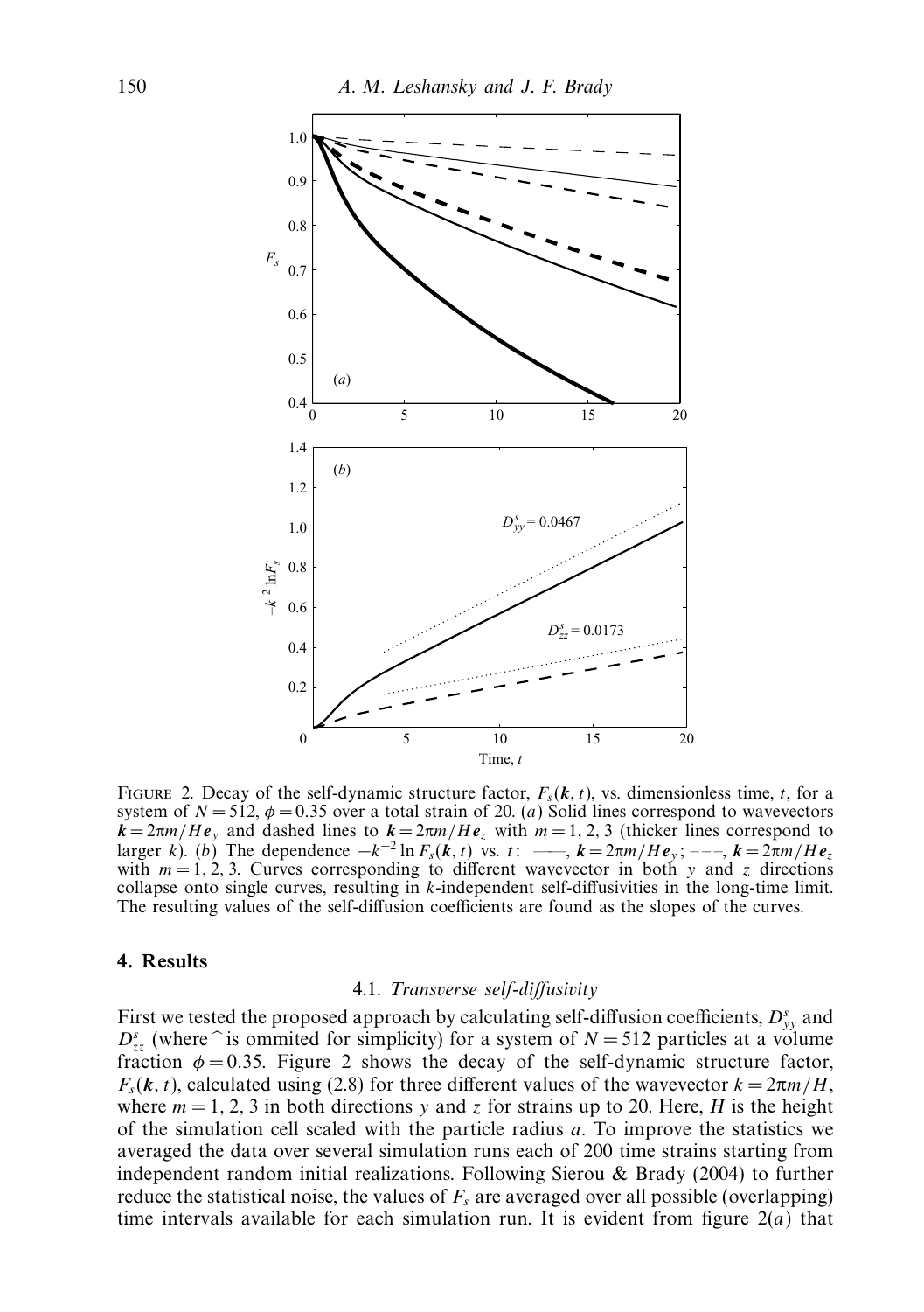FIGURE 2. Decay of the self-dynamic structure factor, $F_s(\boldsymbol{k}, t)$, vs. dimensionless time, $t$, for a system of $N = 512$, $\phi = 0.35$ over a total strain of 20. (*a*) Solid lines correspond to wavevectors $\boldsymbol{k} = 2\pi m/H\boldsymbol{e}_y$ and dashed lines to $\boldsymbol{k} = 2\pi m/H\boldsymbol{e}_z$ with $m = 1, 2, 3$ (thicker lines correspond to larger $k$). (*b*) The dependence $-k^{-2}\ln F_s(\boldsymbol{k}, t)$ vs. $t$: ——, $\boldsymbol{k} = 2\pi m/H\boldsymbol{e}_y$; – – –, $\boldsymbol{k} = 2\pi m/H\boldsymbol{e}_z$ with $m = 1, 2, 3$. Curves corresponding to different wavevector in both $y$ and $z$ directions collapse onto single curves, resulting in $k$-independent self-diffusivities in the long-time limit. The resulting values of the self-diffusion coefficients are found as the slopes of the curves.

## 4. Results

### 4.1. *Transverse self-diffusivity*

First we tested the proposed approach by calculating self-diffusion coefficients, $D^s_{yy}$ and $D^s_{zz}$ (where $\hat{}$ is ommited for simplicity) for a system of $N = 512$ particles at a volume fraction $\phi = 0.35$. Figure 2 shows the decay of the self-dynamic structure factor, $F_s(\boldsymbol{k}, t)$, calculated using (2.8) for three different values of the wavevector $k = 2\pi m/H$, where $m = 1, 2, 3$ in both directions $y$ and $z$ for strains up to 20. Here, $H$ is the height of the simulation cell scaled with the particle radius $a$. To improve the statistics we averaged the data over several simulation runs each of 200 time strains starting from independent random initial realizations. Following Sierou & Brady (2004) to further reduce the statistical noise, the values of $F_s$ are averaged over all possible (overlapping) time intervals available for each simulation run. It is evident from figure 2(*a*) that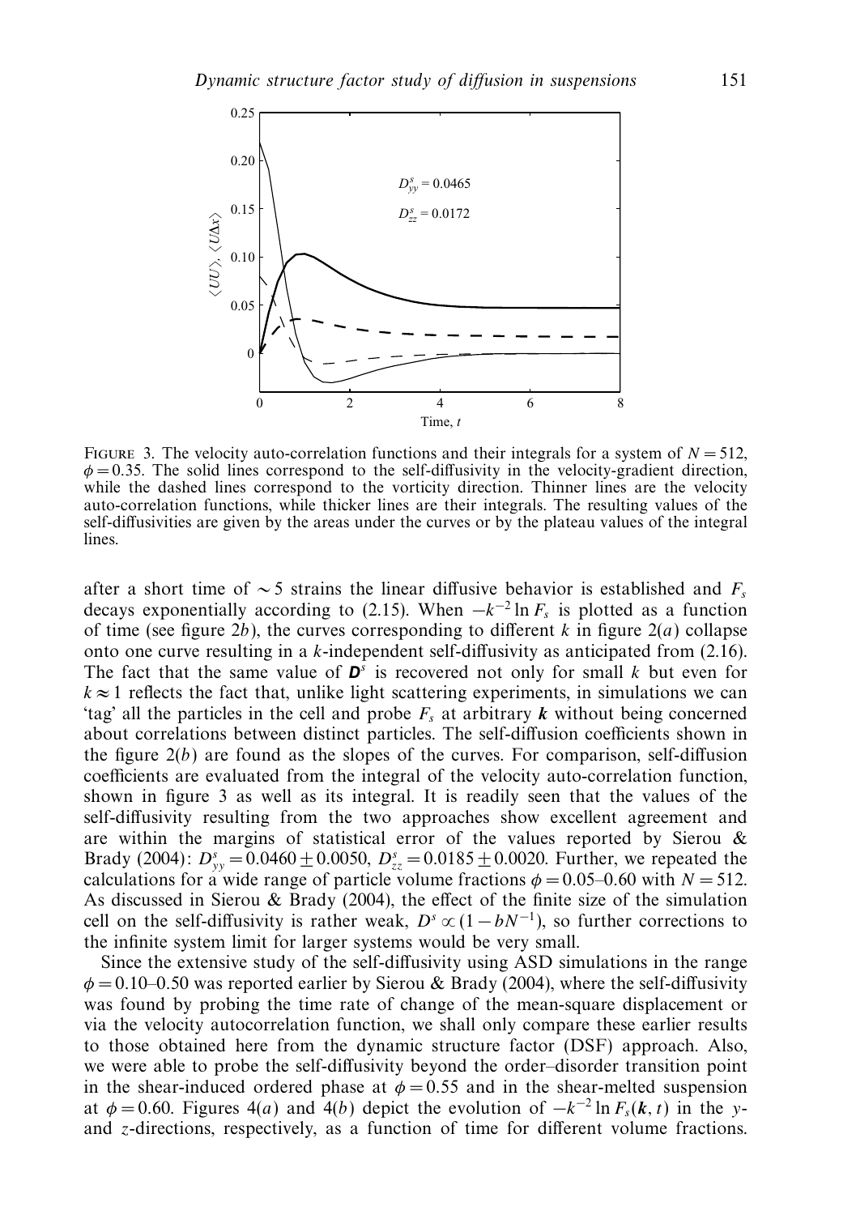FIGURE 3. The velocity auto-correlation functions and their integrals for a system of $N = 512$, $\phi = 0.35$. The solid lines correspond to the self-diffusivity in the velocity-gradient direction, while the dashed lines correspond to the vorticity direction. Thinner lines are the velocity auto-correlation functions, while thicker lines are their integrals. The resulting values of the self-diffusivities are given by the areas under the curves or by the plateau values of the integral lines.

after a short time of $\sim 5$ strains the linear diffusive behavior is established and $F_s$ decays exponentially according to (2.15). When $-k^{-2} \ln F_s$ is plotted as a function of time (see figure 2*b*), the curves corresponding to different $k$ in figure 2(*a*) collapse onto one curve resulting in a $k$-independent self-diffusivity as anticipated from (2.16). The fact that the same value of $\boldsymbol{D}^s$ is recovered not only for small $k$ but even for $k \approx 1$ reflects the fact that, unlike light scattering experiments, in simulations we can 'tag' all the particles in the cell and probe $F_s$ at arbitrary $\boldsymbol{k}$ without being concerned about correlations between distinct particles. The self-diffusion coefficients shown in the figure 2(*b*) are found as the slopes of the curves. For comparison, self-diffusion coefficients are evaluated from the integral of the velocity auto-correlation function, shown in figure 3 as well as its integral. It is readily seen that the values of the self-diffusivity resulting from the two approaches show excellent agreement and are within the margins of statistical error of the values reported by Sierou & Brady (2004): $D^s_{yy} = 0.0460 \pm 0.0050$, $D^s_{zz} = 0.0185 \pm 0.0020$. Further, we repeated the calculations for a wide range of particle volume fractions $\phi = 0.05$–$0.60$ with $N = 512$. As discussed in Sierou & Brady (2004), the effect of the finite size of the simulation cell on the self-diffusivity is rather weak, $D^s \propto (1 - bN^{-1})$, so further corrections to the infinite system limit for larger systems would be very small.

Since the extensive study of the self-diffusivity using ASD simulations in the range $\phi = 0.10$–$0.50$ was reported earlier by Sierou & Brady (2004), where the self-diffusivity was found by probing the time rate of change of the mean-square displacement or via the velocity autocorrelation function, we shall only compare these earlier results to those obtained here from the dynamic structure factor (DSF) approach. Also, we were able to probe the self-diffusivity beyond the order–disorder transition point in the shear-induced ordered phase at $\phi = 0.55$ and in the shear-melted suspension at $\phi = 0.60$. Figures 4(*a*) and 4(*b*) depict the evolution of $-k^{-2} \ln F_s(\boldsymbol{k}, t)$ in the $y$- and $z$-directions, respectively, as a function of time for different volume fractions.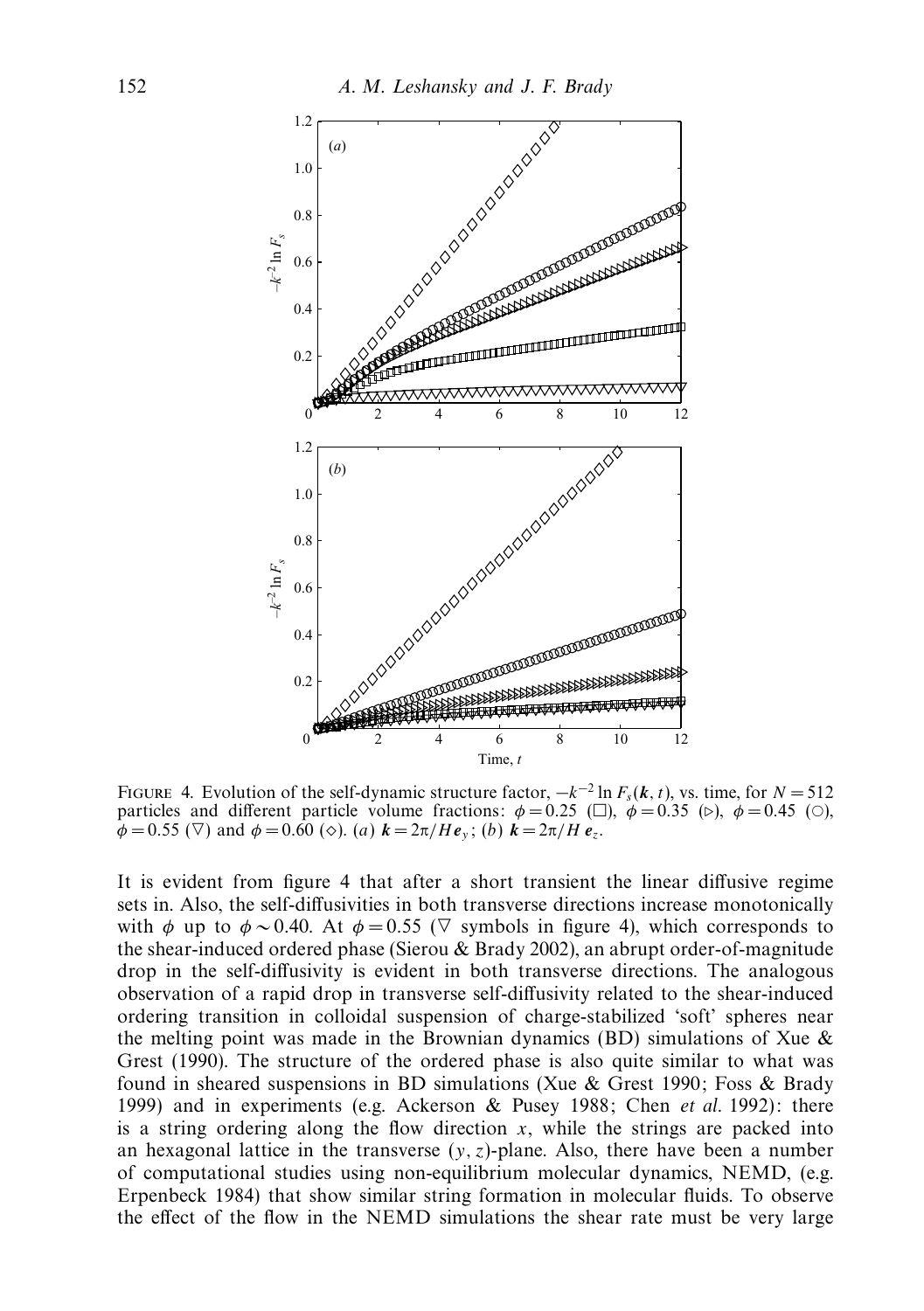FIGURE 4. Evolution of the self-dynamic structure factor, $-k^{-2} \ln F_s(\boldsymbol{k}, t)$, vs. time, for $N = 512$ particles and different particle volume fractions: $\phi = 0.25$ (□), $\phi = 0.35$ (▷), $\phi = 0.45$ (○), $\phi = 0.55$ (▽) and $\phi = 0.60$ (◇). (*a*) $\boldsymbol{k} = 2\pi/H\,\boldsymbol{e}_y$; (*b*) $\boldsymbol{k} = 2\pi/H\,\boldsymbol{e}_z$.

It is evident from figure 4 that after a short transient the linear diffusive regime sets in. Also, the self-diffusivities in both transverse directions increase monotonically with $\phi$ up to $\phi \sim 0.40$. At $\phi = 0.55$ (▽ symbols in figure 4), which corresponds to the shear-induced ordered phase (Sierou & Brady 2002), an abrupt order-of-magnitude drop in the self-diffusivity is evident in both transverse directions. The analogous observation of a rapid drop in transverse self-diffusivity related to the shear-induced ordering transition in colloidal suspension of charge-stabilized 'soft' spheres near the melting point was made in the Brownian dynamics (BD) simulations of Xue & Grest (1990). The structure of the ordered phase is also quite similar to what was found in sheared suspensions in BD simulations (Xue & Grest 1990; Foss & Brady 1999) and in experiments (e.g. Ackerson & Pusey 1988; Chen *et al.* 1992): there is a string ordering along the flow direction $x$, while the strings are packed into an hexagonal lattice in the transverse $(y, z)$-plane. Also, there have been a number of computational studies using non-equilibrium molecular dynamics, NEMD, (e.g. Erpenbeck 1984) that show similar string formation in molecular fluids. To observe the effect of the flow in the NEMD simulations the shear rate must be very large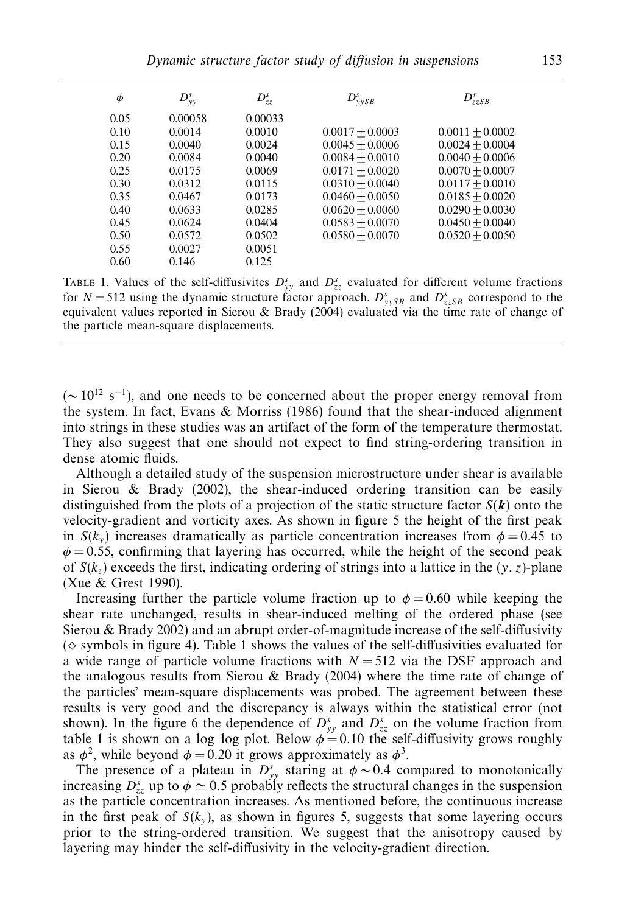| $\phi$ | $D^s_{yy}$ | $D^s_{zz}$ | $D^s_{yySB}$ | $D^s_{zzSB}$ |
|---|---|---|---|---|
| 0.05 | 0.00058 | 0.00033 | | |
| 0.10 | 0.0014 | 0.0010 | $0.0017 \pm 0.0003$ | $0.0011 \pm 0.0002$ |
| 0.15 | 0.0040 | 0.0024 | $0.0045 \pm 0.0006$ | $0.0024 \pm 0.0004$ |
| 0.20 | 0.0084 | 0.0040 | $0.0084 \pm 0.0010$ | $0.0040 \pm 0.0006$ |
| 0.25 | 0.0175 | 0.0069 | $0.0171 \pm 0.0020$ | $0.0070 \pm 0.0007$ |
| 0.30 | 0.0312 | 0.0115 | $0.0310 \pm 0.0040$ | $0.0117 \pm 0.0010$ |
| 0.35 | 0.0467 | 0.0173 | $0.0460 \pm 0.0050$ | $0.0185 \pm 0.0020$ |
| 0.40 | 0.0633 | 0.0285 | $0.0620 \pm 0.0060$ | $0.0290 \pm 0.0030$ |
| 0.45 | 0.0624 | 0.0404 | $0.0583 \pm 0.0070$ | $0.0450 \pm 0.0040$ |
| 0.50 | 0.0572 | 0.0502 | $0.0580 \pm 0.0070$ | $0.0520 \pm 0.0050$ |
| 0.55 | 0.0027 | 0.0051 | | |
| 0.60 | 0.146 | 0.125 | | |

TABLE 1. Values of the self-diffusivites $D^s_{yy}$ and $D^s_{zz}$ evaluated for different volume fractions for $N = 512$ using the dynamic structure factor approach. $D^s_{yySB}$ and $D^s_{zzSB}$ correspond to the equivalent values reported in Sierou & Brady (2004) evaluated via the time rate of change of the particle mean-square displacements.

($\sim 10^{12}$ s$^{-1}$), and one needs to be concerned about the proper energy removal from the system. In fact, Evans & Morriss (1986) found that the shear-induced alignment into strings in these studies was an artifact of the form of the temperature thermostat. They also suggest that one should not expect to find string-ordering transition in dense atomic fluids.

Although a detailed study of the suspension microstructure under shear is available in Sierou & Brady (2002), the shear-induced ordering transition can be easily distinguished from the plots of a projection of the static structure factor $S(\boldsymbol{k})$ onto the velocity-gradient and vorticity axes. As shown in figure 5 the height of the first peak in $S(k_y)$ increases dramatically as particle concentration increases from $\phi = 0.45$ to $\phi = 0.55$, confirming that layering has occurred, while the height of the second peak of $S(k_z)$ exceeds the first, indicating ordering of strings into a lattice in the $(y, z)$-plane (Xue & Grest 1990).

Increasing further the particle volume fraction up to $\phi = 0.60$ while keeping the shear rate unchanged, results in shear-induced melting of the ordered phase (see Sierou & Brady 2002) and an abrupt order-of-magnitude increase of the self-diffusivity ($\diamond$ symbols in figure 4). Table 1 shows the values of the self-diffusivities evaluated for a wide range of particle volume fractions with $N = 512$ via the DSF approach and the analogous results from Sierou & Brady (2004) where the time rate of change of the particles' mean-square displacements was probed. The agreement between these results is very good and the discrepancy is always within the statistical error (not shown). In the figure 6 the dependence of $D^s_{yy}$ and $D^s_{zz}$ on the volume fraction from table 1 is shown on a log–log plot. Below $\phi = 0.10$ the self-diffusivity grows roughly as $\phi^2$, while beyond $\phi = 0.20$ it grows approximately as $\phi^3$.

The presence of a plateau in $D^s_{yy}$ staring at $\phi \sim 0.4$ compared to monotonically increasing $D^s_{zz}$ up to $\phi \simeq 0.5$ probably reflects the structural changes in the suspension as the particle concentration increases. As mentioned before, the continuous increase in the first peak of $S(k_y)$, as shown in figures 5, suggests that some layering occurs prior to the string-ordered transition. We suggest that the anisotropy caused by layering may hinder the self-diffusivity in the velocity-gradient direction.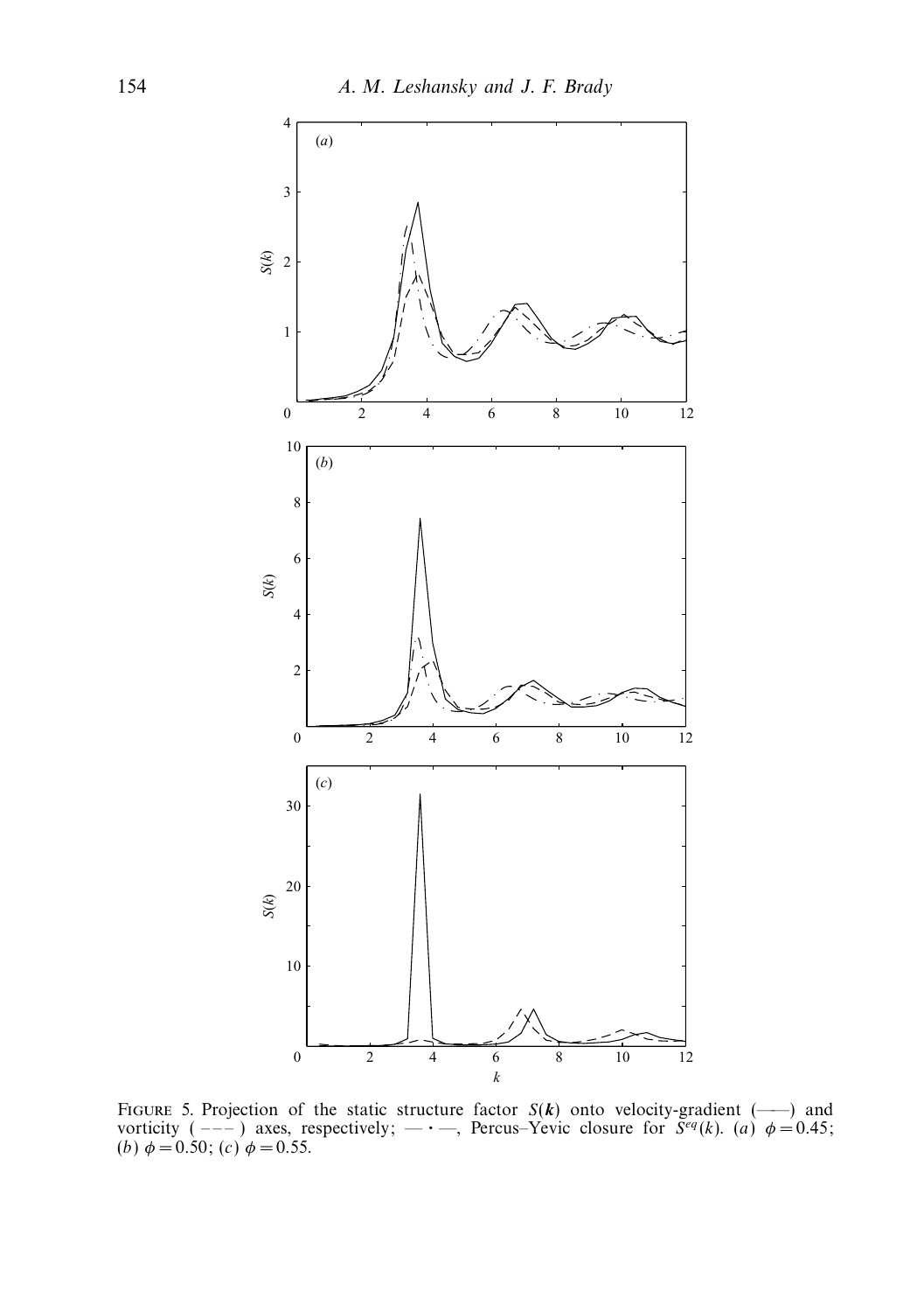FIGURE 5. Projection of the static structure factor $S(\boldsymbol{k})$ onto velocity-gradient (——) and vorticity (– – –) axes, respectively; — · —, Percus–Yevic closure for $S^{eq}(k)$. (*a*) $\phi = 0.45$; (*b*) $\phi = 0.50$; (*c*) $\phi = 0.55$.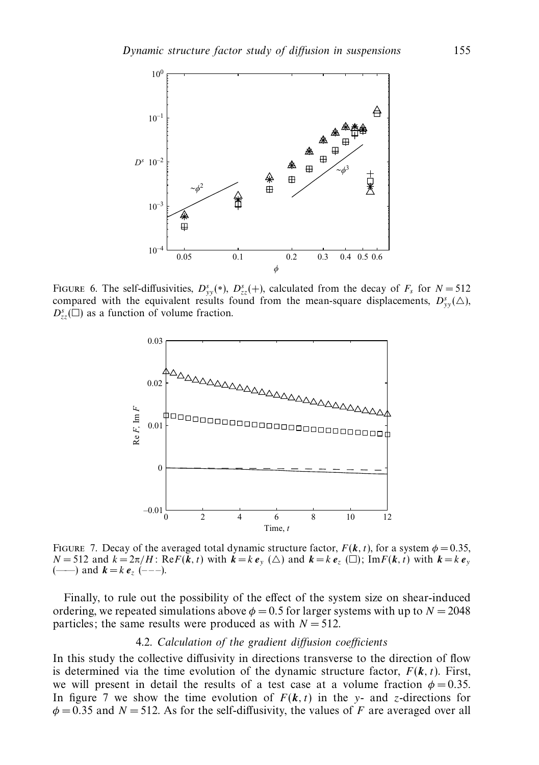FIGURE 6. The self-diffusivities, $D^s_{yy}(*)$, $D^s_{zz}(+)$, calculated from the decay of $F_s$ for $N = 512$ compared with the equivalent results found from the mean-square displacements, $D^s_{yy}(\triangle)$, $D^s_{zz}(\square)$ as a function of volume fraction.

FIGURE 7. Decay of the averaged total dynamic structure factor, $F(\boldsymbol{k}, t)$, for a system $\phi = 0.35$, $N = 512$ and $k = 2\pi/H$: Re$F(\boldsymbol{k}, t)$ with $\boldsymbol{k} = k\,\boldsymbol{e}_y$ ($\triangle$) and $\boldsymbol{k} = k\,\boldsymbol{e}_z$ ($\square$); Im$F(\boldsymbol{k}, t)$ with $\boldsymbol{k} = k\,\boldsymbol{e}_y$ (——) and $\boldsymbol{k} = k\,\boldsymbol{e}_z$ (– – –).

Finally, to rule out the possibility of the effect of the system size on shear-induced ordering, we repeated simulations above $\phi = 0.5$ for larger systems with up to $N = 2048$ particles; the same results were produced as with $N = 512$.

### 4.2. *Calculation of the gradient diffusion coefficients*

In this study the collective diffusivity in directions transverse to the direction of flow is determined via the time evolution of the dynamic structure factor, $F(\boldsymbol{k}, t)$. First, we will present in detail the results of a test case at a volume fraction $\phi = 0.35$. In figure 7 we show the time evolution of $F(\boldsymbol{k}, t)$ in the $y$- and $z$-directions for $\phi = 0.35$ and $N = 512$. As for the self-diffusivity, the values of $F$ are averaged over all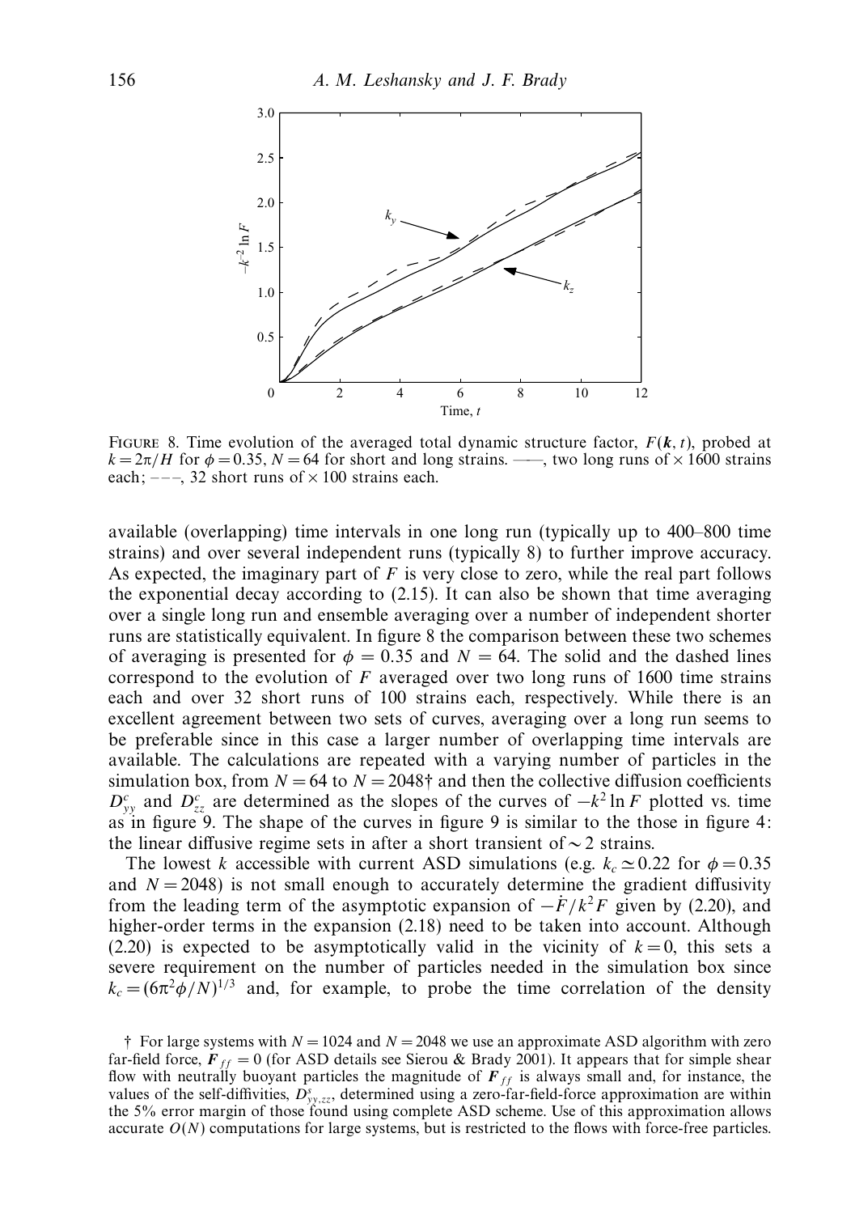FIGURE 8. Time evolution of the averaged total dynamic structure factor, $F(\boldsymbol{k}, t)$, probed at $k = 2\pi/H$ for $\phi = 0.35$, $N = 64$ for short and long strains. ——, two long runs of $\times$ 1600 strains each; – – –, 32 short runs of $\times$ 100 strains each.

available (overlapping) time intervals in one long run (typically up to 400–800 time strains) and over several independent runs (typically 8) to further improve accuracy. As expected, the imaginary part of $F$ is very close to zero, while the real part follows the exponential decay according to (2.15). It can also be shown that time averaging over a single long run and ensemble averaging over a number of independent shorter runs are statistically equivalent. In figure 8 the comparison between these two schemes of averaging is presented for $\phi = 0.35$ and $N = 64$. The solid and the dashed lines correspond to the evolution of $F$ averaged over two long runs of 1600 time strains each and over 32 short runs of 100 strains each, respectively. While there is an excellent agreement between two sets of curves, averaging over a long run seems to be preferable since in this case a larger number of overlapping time intervals are available. The calculations are repeated with a varying number of particles in the simulation box, from $N = 64$ to $N = 2048$† and then the collective diffusion coefficients $D^c_{yy}$ and $D^c_{zz}$ are determined as the slopes of the curves of $-k^2 \ln F$ plotted vs. time as in figure 9. The shape of the curves in figure 9 is similar to the those in figure 4: the linear diffusive regime sets in after a short transient of $\sim 2$ strains.

The lowest $k$ accessible with current ASD simulations (e.g. $k_c \simeq 0.22$ for $\phi = 0.35$ and $N = 2048$) is not small enough to accurately determine the gradient diffusivity from the leading term of the asymptotic expansion of $-\dot{F}/k^2 F$ given by (2.20), and higher-order terms in the expansion (2.18) need to be taken into account. Although (2.20) is expected to be asymptotically valid in the vicinity of $k = 0$, this sets a severe requirement on the number of particles needed in the simulation box since $k_c = (6\pi^2\phi/N)^{1/3}$ and, for example, to probe the time correlation of the density

† For large systems with $N = 1024$ and $N = 2048$ we use an approximate ASD algorithm with zero far-field force, $\boldsymbol{F}_{ff} = 0$ (for ASD details see Sierou & Brady 2001). It appears that for simple shear flow with neutrally buoyant particles the magnitude of $\boldsymbol{F}_{ff}$ is always small and, for instance, the values of the self-diffivities, $D^s_{yy,zz}$, determined using a zero-far-field-force approximation are within the 5% error margin of those found using complete ASD scheme. Use of this approximation allows accurate $O(N)$ computations for large systems, but is restricted to the flows with force-free particles.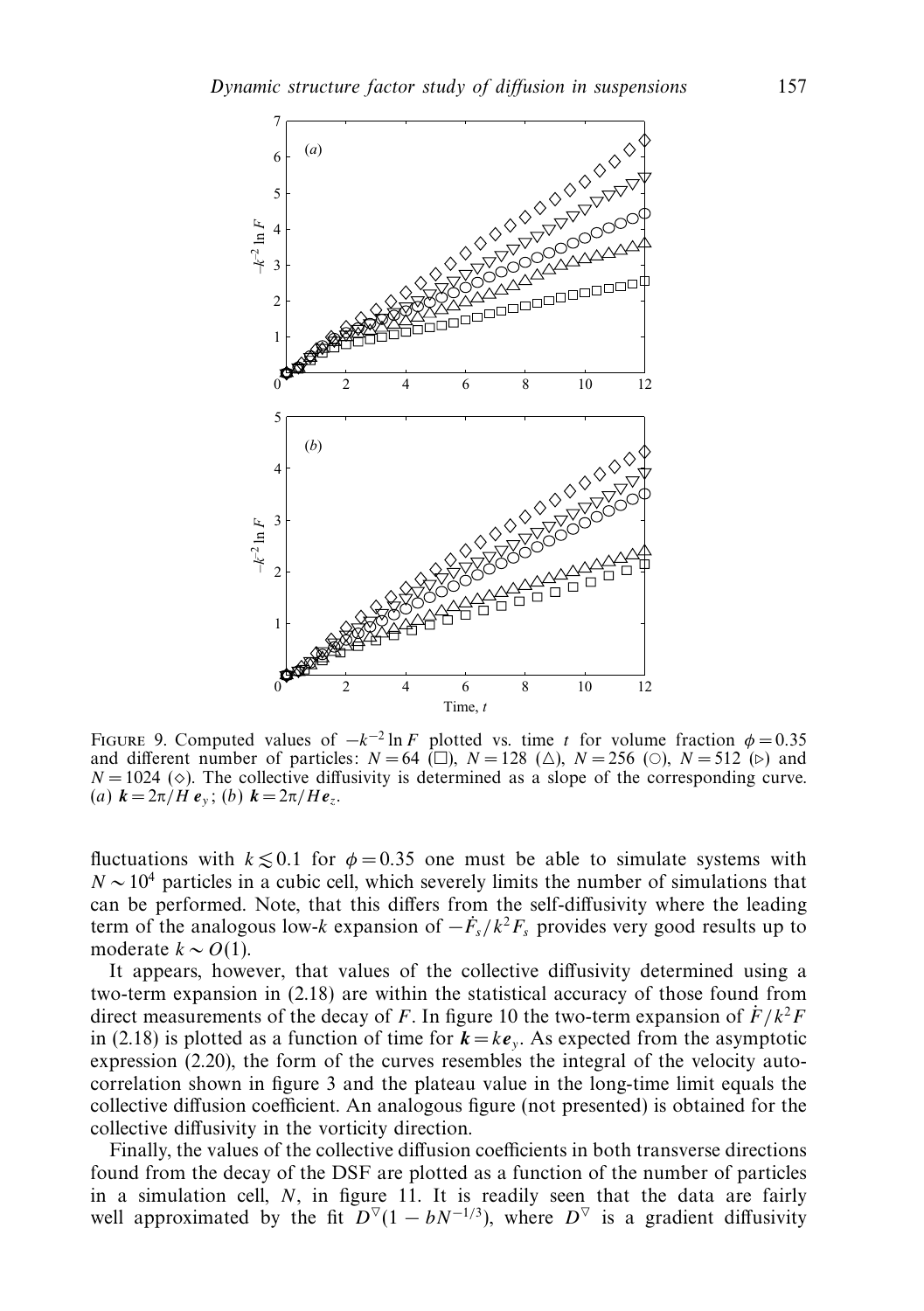FIGURE 9. Computed values of $-k^{-2}\ln F$ plotted vs. time $t$ for volume fraction $\phi = 0.35$ and different number of particles: $N = 64$ (□), $N = 128$ (△), $N = 256$ (○), $N = 512$ (▷) and $N = 1024$ (◇). The collective diffusivity is determined as a slope of the corresponding curve. (*a*) $\boldsymbol{k} = 2\pi/H\,\boldsymbol{e}_y$; (*b*) $\boldsymbol{k} = 2\pi/H\boldsymbol{e}_z$.

fluctuations with $k \lesssim 0.1$ for $\phi = 0.35$ one must be able to simulate systems with $N \sim 10^4$ particles in a cubic cell, which severely limits the number of simulations that can be performed. Note, that this differs from the self-diffusivity where the leading term of the analogous low-$k$ expansion of $-\dot{F}_s/k^2 F_s$ provides very good results up to moderate $k \sim O(1)$.

It appears, however, that values of the collective diffusivity determined using a two-term expansion in (2.18) are within the statistical accuracy of those found from direct measurements of the decay of $F$. In figure 10 the two-term expansion of $\dot{F}/k^2 F$ in (2.18) is plotted as a function of time for $\boldsymbol{k} = k\boldsymbol{e}_y$. As expected from the asymptotic expression (2.20), the form of the curves resembles the integral of the velocity autocorrelation shown in figure 3 and the plateau value in the long-time limit equals the collective diffusion coefficient. An analogous figure (not presented) is obtained for the collective diffusivity in the vorticity direction.

Finally, the values of the collective diffusion coefficients in both transverse directions found from the decay of the DSF are plotted as a function of the number of particles in a simulation cell, $N$, in figure 11. It is readily seen that the data are fairly well approximated by the fit $D^{\nabla}(1 - bN^{-1/3})$, where $D^{\nabla}$ is a gradient diffusivity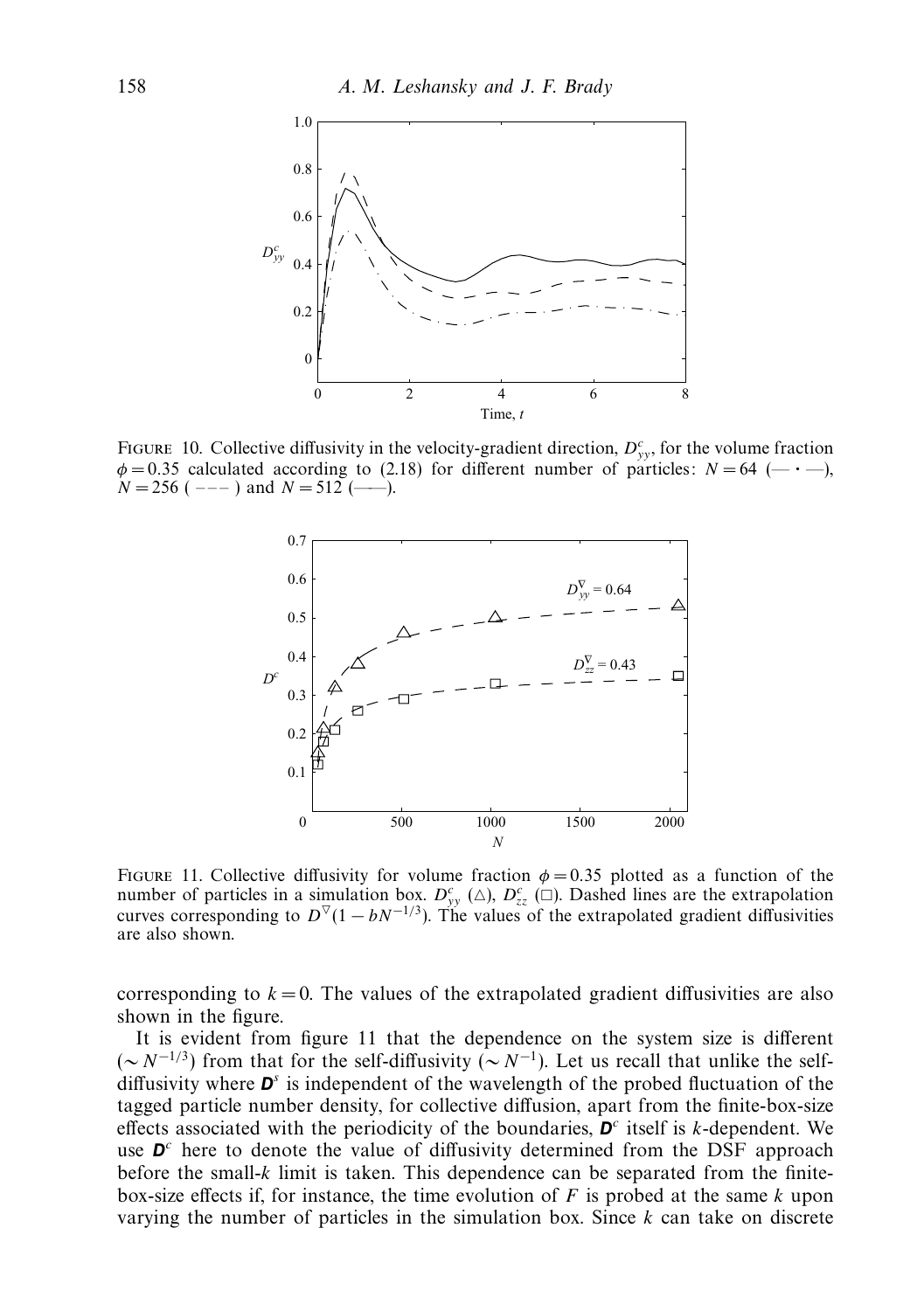FIGURE 10. Collective diffusivity in the velocity-gradient direction, $D^c_{yy}$, for the volume fraction $\phi = 0.35$ calculated according to (2.18) for different number of particles: $N = 64$ (— · —), $N = 256$ ( – – – ) and $N = 512$ (——).

FIGURE 11. Collective diffusivity for volume fraction $\phi = 0.35$ plotted as a function of the number of particles in a simulation box. $D^c_{yy}$ (△), $D^c_{zz}$ (□). Dashed lines are the extrapolation curves corresponding to $D^{\nabla}(1 - bN^{-1/3})$. The values of the extrapolated gradient diffusivities are also shown.

corresponding to $k = 0$. The values of the extrapolated gradient diffusivities are also shown in the figure.

It is evident from figure 11 that the dependence on the system size is different ($\sim N^{-1/3}$) from that for the self-diffusivity ($\sim N^{-1}$). Let us recall that unlike the self-diffusivity where $\boldsymbol{D}^s$ is independent of the wavelength of the probed fluctuation of the tagged particle number density, for collective diffusion, apart from the finite-box-size effects associated with the periodicity of the boundaries, $\boldsymbol{D}^c$ itself is $k$-dependent. We use $\boldsymbol{D}^c$ here to denote the value of diffusivity determined from the DSF approach before the small-$k$ limit is taken. This dependence can be separated from the finite-box-size effects if, for instance, the time evolution of $F$ is probed at the same $k$ upon varying the number of particles in the simulation box. Since $k$ can take on discrete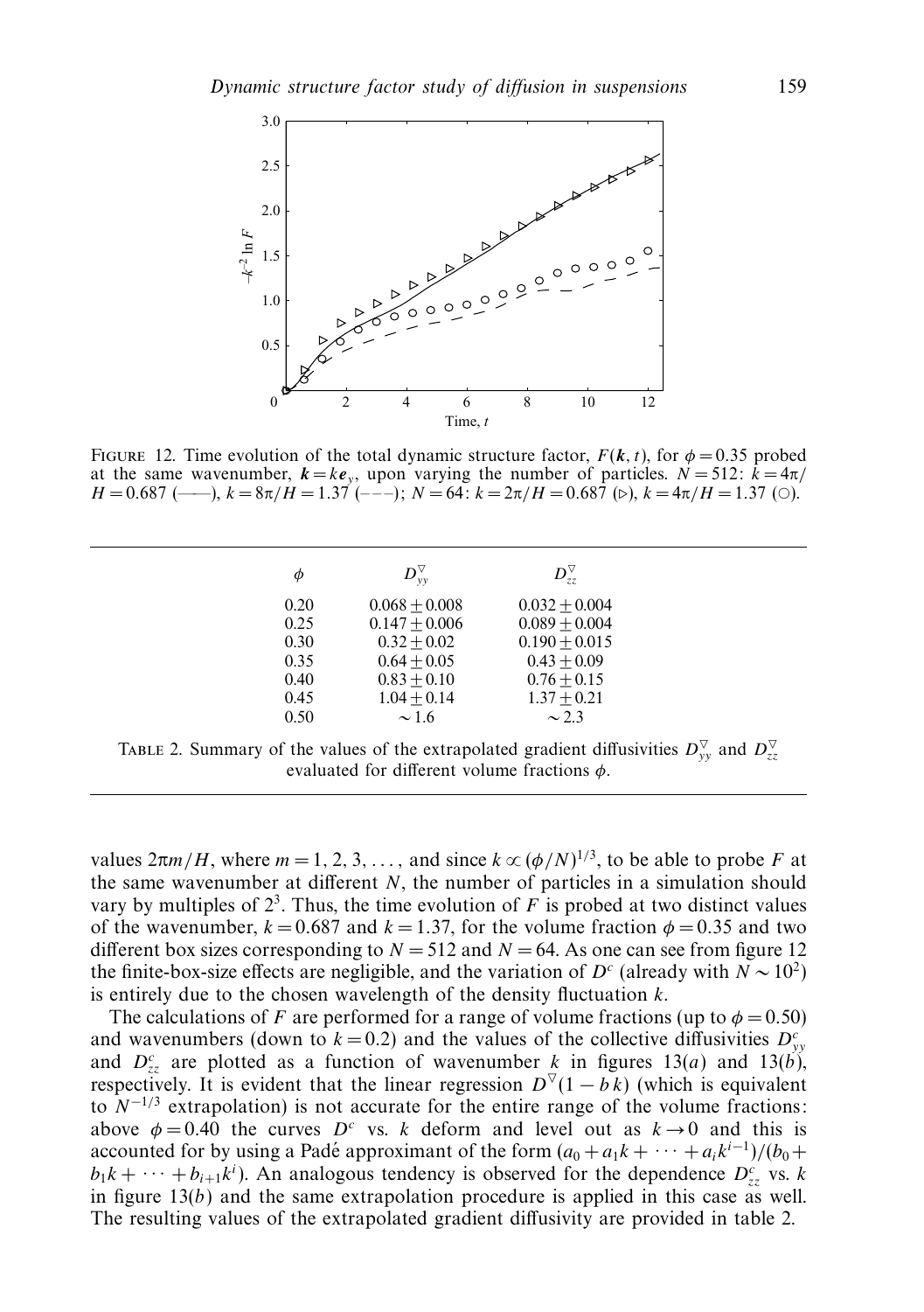FIGURE 12. Time evolution of the total dynamic structure factor, $F(\boldsymbol{k}, t)$, for $\phi = 0.35$ probed at the same wavenumber, $\boldsymbol{k} = k\boldsymbol{e}_y$, upon varying the number of particles. $N = 512$: $k = 4\pi/H = 0.687$ (——), $k = 8\pi/H = 1.37$ (– – –); $N = 64$: $k = 2\pi/H = 0.687$ (▷), $k = 4\pi/H = 1.37$ (○).

| $\phi$ | $D_{yy}^{\nabla}$ | $D_{zz}^{\nabla}$ |
|---|---|---|
| 0.20 | $0.068 \pm 0.008$ | $0.032 \pm 0.004$ |
| 0.25 | $0.147 \pm 0.006$ | $0.089 \pm 0.004$ |
| 0.30 | $0.32 \pm 0.02$ | $0.190 \pm 0.015$ |
| 0.35 | $0.64 \pm 0.05$ | $0.43 \pm 0.09$ |
| 0.40 | $0.83 \pm 0.10$ | $0.76 \pm 0.15$ |
| 0.45 | $1.04 \pm 0.14$ | $1.37 \pm 0.21$ |
| 0.50 | $\sim 1.6$ | $\sim 2.3$ |

TABLE 2. Summary of the values of the extrapolated gradient diffusivities $D_{yy}^{\nabla}$ and $D_{zz}^{\nabla}$ evaluated for different volume fractions $\phi$.

values $2\pi m/H$, where $m = 1, 2, 3, \ldots$, and since $k \propto (\phi/N)^{1/3}$, to be able to probe $F$ at the same wavenumber at different $N$, the number of particles in a simulation should vary by multiples of $2^3$. Thus, the time evolution of $F$ is probed at two distinct values of the wavenumber, $k = 0.687$ and $k = 1.37$, for the volume fraction $\phi = 0.35$ and two different box sizes corresponding to $N = 512$ and $N = 64$. As one can see from figure 12 the finite-box-size effects are negligible, and the variation of $D^c$ (already with $N \sim 10^2$) is entirely due to the chosen wavelength of the density fluctuation $k$.

The calculations of $F$ are performed for a range of volume fractions (up to $\phi = 0.50$) and wavenumbers (down to $k = 0.2$) and the values of the collective diffusivities $D_{yy}^c$ and $D_{zz}^c$ are plotted as a function of wavenumber $k$ in figures 13($a$) and 13($b$), respectively. It is evident that the linear regression $D^{\nabla}(1 - b\,k)$ (which is equivalent to $N^{-1/3}$ extrapolation) is not accurate for the entire range of the volume fractions: above $\phi = 0.40$ the curves $D^c$ vs. $k$ deform and level out as $k \to 0$ and this is accounted for by using a Padé approximant of the form $(a_0 + a_1 k + \cdots + a_i k^{i-1})/(b_0 + b_1 k + \cdots + b_{i+1} k^i)$. An analogous tendency is observed for the dependence $D_{zz}^c$ vs. $k$ in figure 13($b$) and the same extrapolation procedure is applied in this case as well. The resulting values of the extrapolated gradient diffusivity are provided in table 2.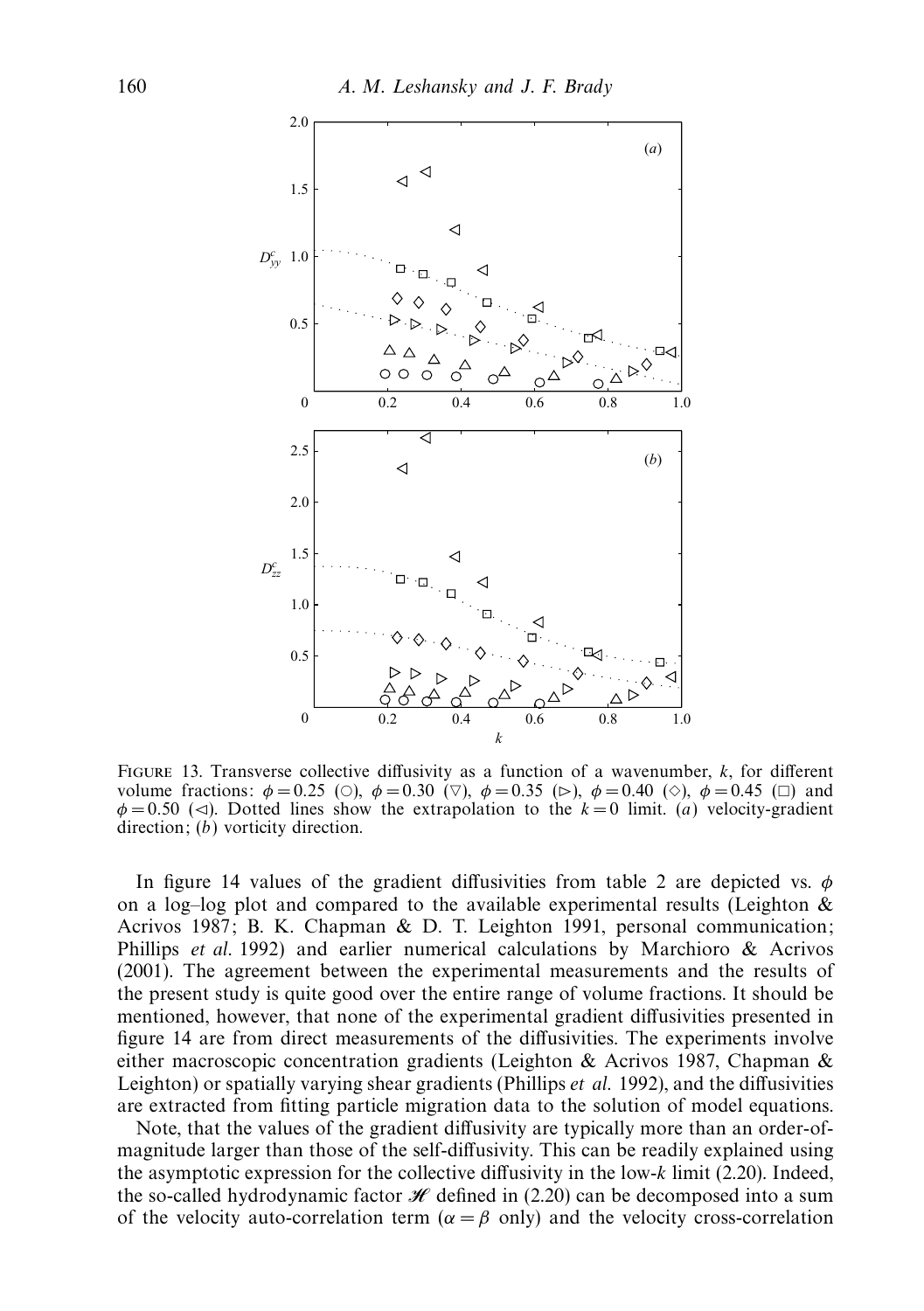FIGURE 13. Transverse collective diffusivity as a function of a wavenumber, $k$, for different volume fractions: $\phi = 0.25$ (○), $\phi = 0.30$ (▽), $\phi = 0.35$ (▷), $\phi = 0.40$ (◇), $\phi = 0.45$ (□) and $\phi = 0.50$ (◁). Dotted lines show the extrapolation to the $k = 0$ limit. (*a*) velocity-gradient direction; (*b*) vorticity direction.

In figure 14 values of the gradient diffusivities from table 2 are depicted vs. $\phi$ on a log–log plot and compared to the available experimental results (Leighton & Acrivos 1987; B. K. Chapman & D. T. Leighton 1991, personal communication; Phillips *et al.* 1992) and earlier numerical calculations by Marchioro & Acrivos (2001). The agreement between the experimental measurements and the results of the present study is quite good over the entire range of volume fractions. It should be mentioned, however, that none of the experimental gradient diffusivities presented in figure 14 are from direct measurements of the diffusivities. The experiments involve either macroscopic concentration gradients (Leighton & Acrivos 1987, Chapman & Leighton) or spatially varying shear gradients (Phillips *et al.* 1992), and the diffusivities are extracted from fitting particle migration data to the solution of model equations.

Note, that the values of the gradient diffusivity are typically more than an order-of-magnitude larger than those of the self-diffusivity. This can be readily explained using the asymptotic expression for the collective diffusivity in the low-$k$ limit (2.20). Indeed, the so-called hydrodynamic factor $\mathscr{H}$ defined in (2.20) can be decomposed into a sum of the velocity auto-correlation term ($\alpha = \beta$ only) and the velocity cross-correlation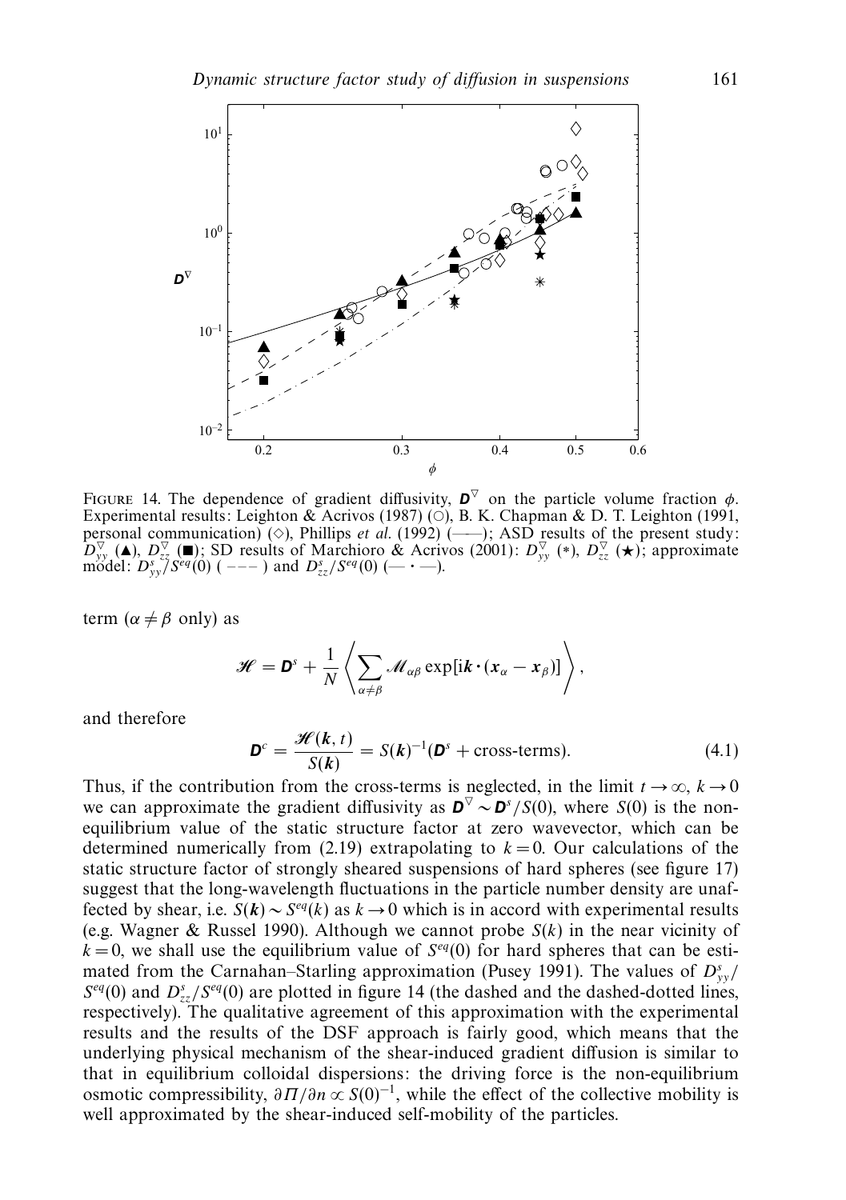FIGURE 14. The dependence of gradient diffusivity, $\boldsymbol{D}^{\nabla}$ on the particle volume fraction $\phi$. Experimental results: Leighton & Acrivos (1987) (○), B. K. Chapman & D. T. Leighton (1991, personal communication) (◇), Phillips *et al.* (1992) (——); ASD results of the present study: $D^{\nabla}_{yy}$ (▲), $D^{\nabla}_{zz}$ (■); SD results of Marchioro & Acrivos (2001): $D^{\nabla}_{yy}$ (∗), $D^{\nabla}_{zz}$ (★); approximate model: $D^{s}_{yy}/S^{eq}(0)$ ( – – – ) and $D^{s}_{zz}/S^{eq}(0)$ (— · —).

term ($\alpha \neq \beta$ only) as

$$\mathscr{H} = \boldsymbol{D}^{s} + \frac{1}{N}\left\langle \sum_{\alpha\neq\beta} \mathscr{M}_{\alpha\beta} \exp[\mathrm{i}\boldsymbol{k}\cdot(\boldsymbol{x}_{\alpha} - \boldsymbol{x}_{\beta})] \right\rangle,$$

and therefore

$$\boldsymbol{D}^{c} = \frac{\mathscr{H}(\boldsymbol{k},t)}{S(\boldsymbol{k})} = S(\boldsymbol{k})^{-1}(\boldsymbol{D}^{s} + \text{cross-terms}). \tag{4.1}$$

Thus, if the contribution from the cross-terms is neglected, in the limit $t \to \infty$, $k \to 0$ we can approximate the gradient diffusivity as $\boldsymbol{D}^{\nabla} \sim \boldsymbol{D}^{s}/S(0)$, where $S(0)$ is the non-equilibrium value of the static structure factor at zero wavevector, which can be determined numerically from (2.19) extrapolating to $k = 0$. Our calculations of the static structure factor of strongly sheared suspensions of hard spheres (see figure 17) suggest that the long-wavelength fluctuations in the particle number density are unaffected by shear, i.e. $S(\boldsymbol{k}) \sim S^{eq}(k)$ as $k \to 0$ which is in accord with experimental results (e.g. Wagner & Russel 1990). Although we cannot probe $S(k)$ in the near vicinity of $k = 0$, we shall use the equilibrium value of $S^{eq}(0)$ for hard spheres that can be estimated from the Carnahan–Starling approximation (Pusey 1991). The values of $D^{s}_{yy}/S^{eq}(0)$ and $D^{s}_{zz}/S^{eq}(0)$ are plotted in figure 14 (the dashed and the dashed-dotted lines, respectively). The qualitative agreement of this approximation with the experimental results and the results of the DSF approach is fairly good, which means that the underlying physical mechanism of the shear-induced gradient diffusion is similar to that in equilibrium colloidal dispersions: the driving force is the non-equilibrium osmotic compressibility, $\partial\Pi/\partial n \propto S(0)^{-1}$, while the effect of the collective mobility is well approximated by the shear-induced self-mobility of the particles.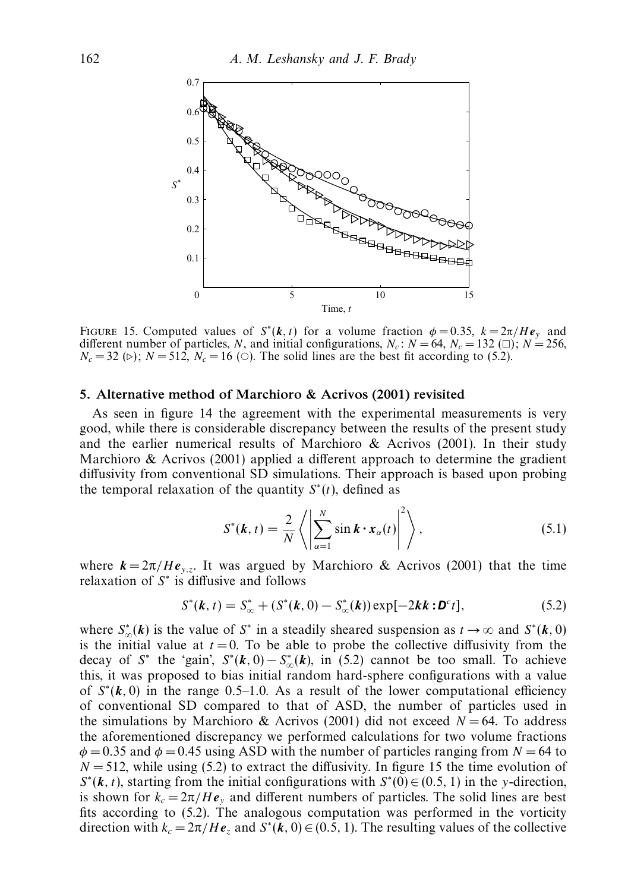FIGURE 15. Computed values of $S^*(\boldsymbol{k}, t)$ for a volume fraction $\phi = 0.35$, $k = 2\pi/H\boldsymbol{e}_y$ and different number of particles, $N$, and initial configurations, $N_c$: $N = 64$, $N_c = 132$ (□); $N = 256$, $N_c = 32$ (▷); $N = 512$, $N_c = 16$ (○). The solid lines are the best fit according to (5.2).

## 5. Alternative method of Marchioro & Acrivos (2001) revisited

As seen in figure 14 the agreement with the experimental measurements is very good, while there is considerable discrepancy between the results of the present study and the earlier numerical results of Marchioro & Acrivos (2001). In their study Marchioro & Acrivos (2001) applied a different approach to determine the gradient diffusivity from conventional SD simulations. Their approach is based upon probing the temporal relaxation of the quantity $S^*(t)$, defined as

$$S^*(\boldsymbol{k}, t) = \frac{2}{N} \left\langle \left| \sum_{\alpha=1}^{N} \sin \boldsymbol{k} \cdot \boldsymbol{x}_\alpha(t) \right|^2 \right\rangle, \tag{5.1}$$

where $\boldsymbol{k} = 2\pi/H\boldsymbol{e}_{y,z}$. It was argued by Marchioro & Acrivos (2001) that the time relaxation of $S^*$ is diffusive and follows

$$S^*(\boldsymbol{k}, t) = S^*_\infty + (S^*(\boldsymbol{k}, 0) - S^*_\infty(\boldsymbol{k})) \exp[-2\boldsymbol{k}\boldsymbol{k} : \boldsymbol{D}^c t], \tag{5.2}$$

where $S^*_\infty(\boldsymbol{k})$ is the value of $S^*$ in a steadily sheared suspension as $t \to \infty$ and $S^*(\boldsymbol{k}, 0)$ is the initial value at $t = 0$. To be able to probe the collective diffusivity from the decay of $S^*$ the 'gain', $S^*(\boldsymbol{k}, 0) - S^*_\infty(\boldsymbol{k})$, in (5.2) cannot be too small. To achieve this, it was proposed to bias initial random hard-sphere configurations with a value of $S^*(\boldsymbol{k}, 0)$ in the range 0.5–1.0. As a result of the lower computational efficiency of conventional SD compared to that of ASD, the number of particles used in the simulations by Marchioro & Acrivos (2001) did not exceed $N = 64$. To address the aforementioned discrepancy we performed calculations for two volume fractions $\phi = 0.35$ and $\phi = 0.45$ using ASD with the number of particles ranging from $N = 64$ to $N = 512$, while using (5.2) to extract the diffusivity. In figure 15 the time evolution of $S^*(\boldsymbol{k}, t)$, starting from the initial configurations with $S^*(0) \in (0.5, 1)$ in the $y$-direction, is shown for $k_c = 2\pi/H\boldsymbol{e}_y$ and different numbers of particles. The solid lines are best fits according to (5.2). The analogous computation was performed in the vorticity direction with $k_c = 2\pi/H\boldsymbol{e}_z$ and $S^*(\boldsymbol{k}, 0) \in (0.5, 1)$. The resulting values of the collective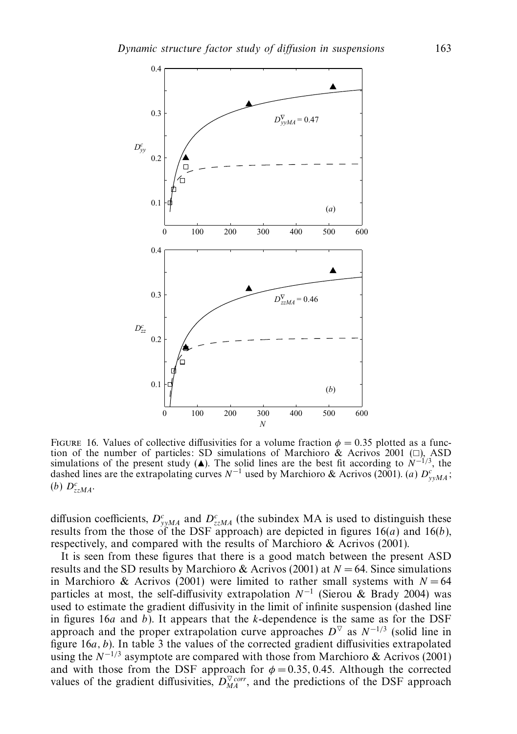FIGURE 16. Values of collective diffusivities for a volume fraction $\phi = 0.35$ plotted as a function of the number of particles: SD simulations of Marchioro & Acrivos 2001 (□), ASD simulations of the present study (▲). The solid lines are the best fit according to $N^{-1/3}$, the dashed lines are the extrapolating curves $N^{-1}$ used by Marchioro & Acrivos (2001). (*a*) $D^c_{yyMA}$; (*b*) $D^c_{zzMA}$.

diffusion coefficients, $D^c_{yyMA}$ and $D^c_{zzMA}$ (the subindex MA is used to distinguish these results from the those of the DSF approach) are depicted in figures 16(*a*) and 16(*b*), respectively, and compared with the results of Marchioro & Acrivos (2001).

It is seen from these figures that there is a good match between the present ASD results and the SD results by Marchioro & Acrivos (2001) at $N = 64$. Since simulations in Marchioro & Acrivos (2001) were limited to rather small systems with $N = 64$ particles at most, the self-diffusivity extrapolation $N^{-1}$ (Sierou & Brady 2004) was used to estimate the gradient diffusivity in the limit of infinite suspension (dashed line in figures 16*a* and *b*). It appears that the *k*-dependence is the same as for the DSF approach and the proper extrapolation curve approaches $D^{\nabla}$ as $N^{-1/3}$ (solid line in figure 16*a*, *b*). In table 3 the values of the corrected gradient diffusivities extrapolated using the $N^{-1/3}$ asymptote are compared with those from Marchioro & Acrivos (2001) and with those from the DSF approach for $\phi = 0.35, 0.45$. Although the corrected values of the gradient diffusivities, $D^{\nabla corr}_{MA}$, and the predictions of the DSF approach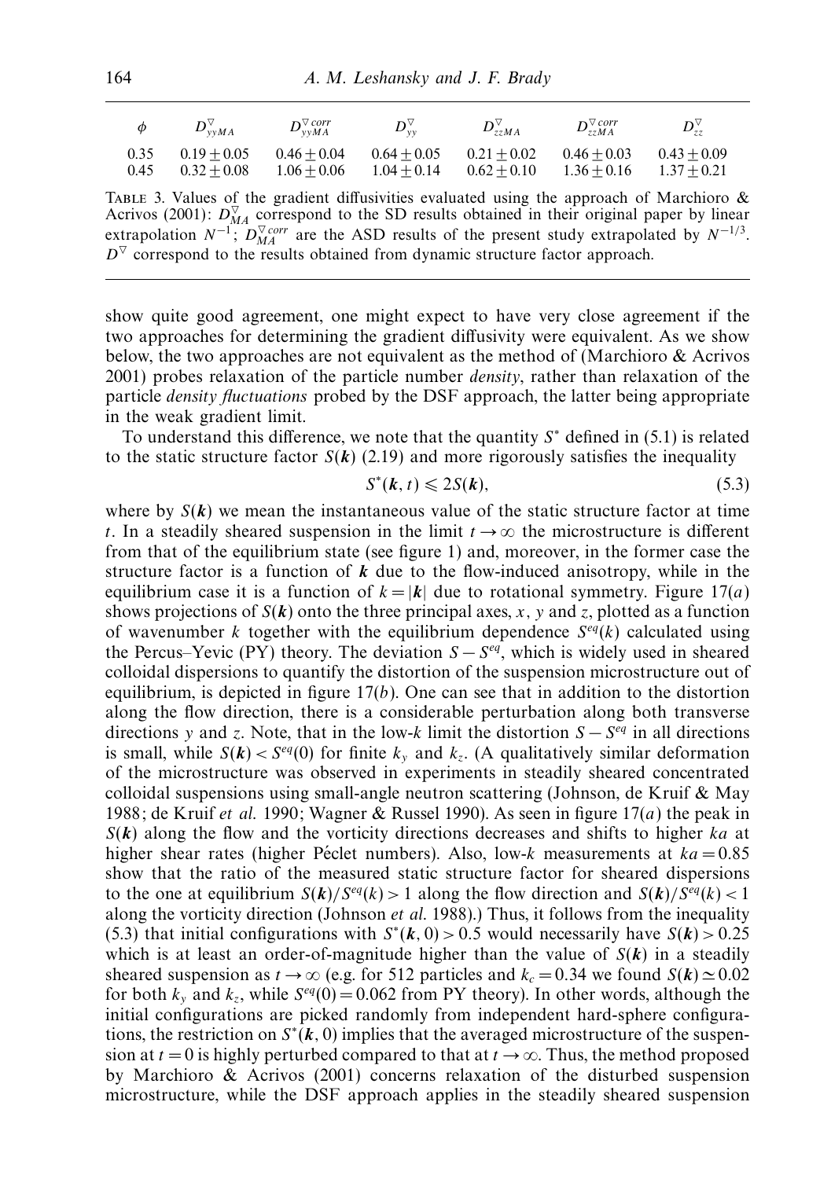| $\phi$ | $D^{\nabla}_{yyMA}$ | $D^{\nabla\, corr}_{yyMA}$ | $D^{\nabla}_{yy}$ | $D^{\nabla}_{zzMA}$ | $D^{\nabla\, corr}_{zzMA}$ | $D^{\nabla}_{zz}$ |
|---|---|---|---|---|---|---|
| 0.35 | $0.19 \pm 0.05$ | $0.46 \pm 0.04$ | $0.64 \pm 0.05$ | $0.21 \pm 0.02$ | $0.46 \pm 0.03$ | $0.43 \pm 0.09$ |
| 0.45 | $0.32 \pm 0.08$ | $1.06 \pm 0.06$ | $1.04 \pm 0.14$ | $0.62 \pm 0.10$ | $1.36 \pm 0.16$ | $1.37 \pm 0.21$ |

Table 3. Values of the gradient diffusivities evaluated using the approach of Marchioro & Acrivos (2001): $D^{\nabla}_{MA}$ correspond to the SD results obtained in their original paper by linear extrapolation $N^{-1}$; $D^{\nabla\, corr}_{MA}$ are the ASD results of the present study extrapolated by $N^{-1/3}$. $D^{\nabla}$ correspond to the results obtained from dynamic structure factor approach.

show quite good agreement, one might expect to have very close agreement if the two approaches for determining the gradient diffusivity were equivalent. As we show below, the two approaches are not equivalent as the method of (Marchioro & Acrivos 2001) probes relaxation of the particle number *density*, rather than relaxation of the particle *density fluctuations* probed by the DSF approach, the latter being appropriate in the weak gradient limit.

To understand this difference, we note that the quantity $S^*$ defined in (5.1) is related to the static structure factor $S(\boldsymbol{k})$ (2.19) and more rigorously satisfies the inequality

$$S^*(\boldsymbol{k}, t) \leqslant 2S(\boldsymbol{k}), \tag{5.3}$$

where by $S(\boldsymbol{k})$ we mean the instantaneous value of the static structure factor at time $t$. In a steadily sheared suspension in the limit $t \to \infty$ the microstructure is different from that of the equilibrium state (see figure 1) and, moreover, in the former case the structure factor is a function of $\boldsymbol{k}$ due to the flow-induced anisotropy, while in the equilibrium case it is a function of $k = |\boldsymbol{k}|$ due to rotational symmetry. Figure 17($a$) shows projections of $S(\boldsymbol{k})$ onto the three principal axes, $x$, $y$ and $z$, plotted as a function of wavenumber $k$ together with the equilibrium dependence $S^{eq}(k)$ calculated using the Percus–Yevic (PY) theory. The deviation $S - S^{eq}$, which is widely used in sheared colloidal dispersions to quantify the distortion of the suspension microstructure out of equilibrium, is depicted in figure 17($b$). One can see that in addition to the distortion along the flow direction, there is a considerable perturbation along both transverse directions $y$ and $z$. Note, that in the low-$k$ limit the distortion $S - S^{eq}$ in all directions is small, while $S(\boldsymbol{k}) < S^{eq}(0)$ for finite $k_y$ and $k_z$. (A qualitatively similar deformation of the microstructure was observed in experiments in steadily sheared concentrated colloidal suspensions using small-angle neutron scattering (Johnson, de Kruif & May 1988; de Kruif *et al.* 1990; Wagner & Russel 1990). As seen in figure 17($a$) the peak in $S(\boldsymbol{k})$ along the flow and the vorticity directions decreases and shifts to higher $ka$ at higher shear rates (higher Péclet numbers). Also, low-$k$ measurements at $ka = 0.85$ show that the ratio of the measured static structure factor for sheared dispersions to the one at equilibrium $S(\boldsymbol{k})/S^{eq}(k) > 1$ along the flow direction and $S(\boldsymbol{k})/S^{eq}(k) < 1$ along the vorticity direction (Johnson *et al.* 1988).) Thus, it follows from the inequality (5.3) that initial configurations with $S^*(\boldsymbol{k}, 0) > 0.5$ would necessarily have $S(\boldsymbol{k}) > 0.25$ which is at least an order-of-magnitude higher than the value of $S(\boldsymbol{k})$ in a steadily sheared suspension as $t \to \infty$ (e.g. for 512 particles and $k_c = 0.34$ we found $S(\boldsymbol{k}) \simeq 0.02$ for both $k_y$ and $k_z$, while $S^{eq}(0) = 0.062$ from PY theory). In other words, although the initial configurations are picked randomly from independent hard-sphere configurations, the restriction on $S^*(\boldsymbol{k}, 0)$ implies that the averaged microstructure of the suspension at $t = 0$ is highly perturbed compared to that at $t \to \infty$. Thus, the method proposed by Marchioro & Acrivos (2001) concerns relaxation of the disturbed suspension microstructure, while the DSF approach applies in the steadily sheared suspension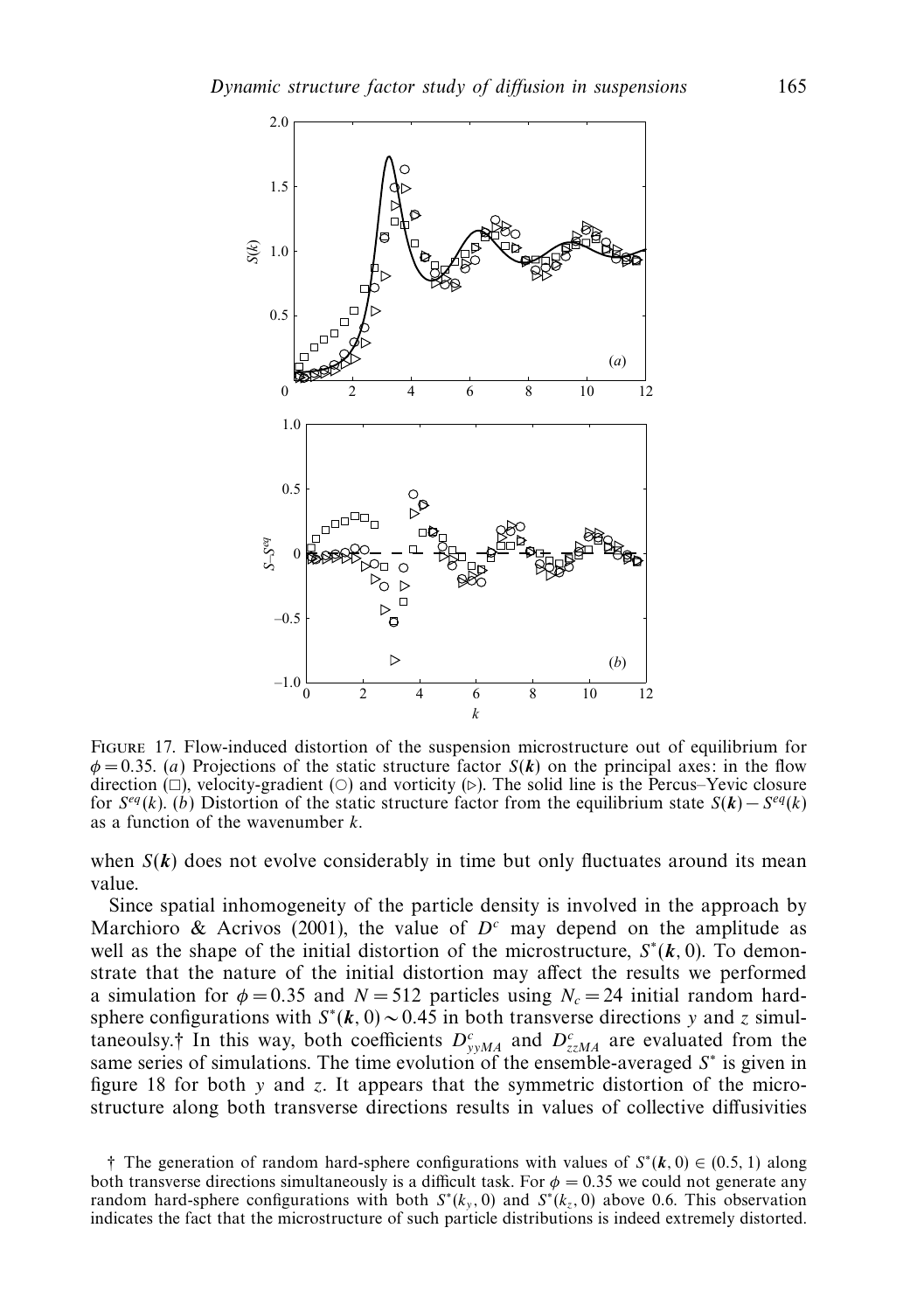FIGURE 17. Flow-induced distortion of the suspension microstructure out of equilibrium for $\phi = 0.35$. (*a*) Projections of the static structure factor $S(\boldsymbol{k})$ on the principal axes: in the flow direction (□), velocity-gradient (○) and vorticity (▷). The solid line is the Percus–Yevic closure for $S^{eq}(k)$. (*b*) Distortion of the static structure factor from the equilibrium state $S(\boldsymbol{k}) - S^{eq}(k)$ as a function of the wavenumber $k$.

when $S(\boldsymbol{k})$ does not evolve considerably in time but only fluctuates around its mean value.

Since spatial inhomogeneity of the particle density is involved in the approach by Marchioro & Acrivos (2001), the value of $D^c$ may depend on the amplitude as well as the shape of the initial distortion of the microstructure, $S^*(\boldsymbol{k}, 0)$. To demonstrate that the nature of the initial distortion may affect the results we performed a simulation for $\phi = 0.35$ and $N = 512$ particles using $N_c = 24$ initial random hard-sphere configurations with $S^*(\boldsymbol{k}, 0) \sim 0.45$ in both transverse directions $y$ and $z$ simultaneously.† In this way, both coefficients $D^c_{yyMA}$ and $D^c_{zzMA}$ are evaluated from the same series of simulations. The time evolution of the ensemble-averaged $S^*$ is given in figure 18 for both $y$ and $z$. It appears that the symmetric distortion of the microstructure along both transverse directions results in values of collective diffusivities

† The generation of random hard-sphere configurations with values of $S^*(\boldsymbol{k}, 0) \in (0.5, 1)$ along both transverse directions simultaneously is a difficult task. For $\phi = 0.35$ we could not generate any random hard-sphere configurations with both $S^*(k_y, 0)$ and $S^*(k_z, 0)$ above 0.6. This observation indicates the fact that the microstructure of such particle distributions is indeed extremely distorted.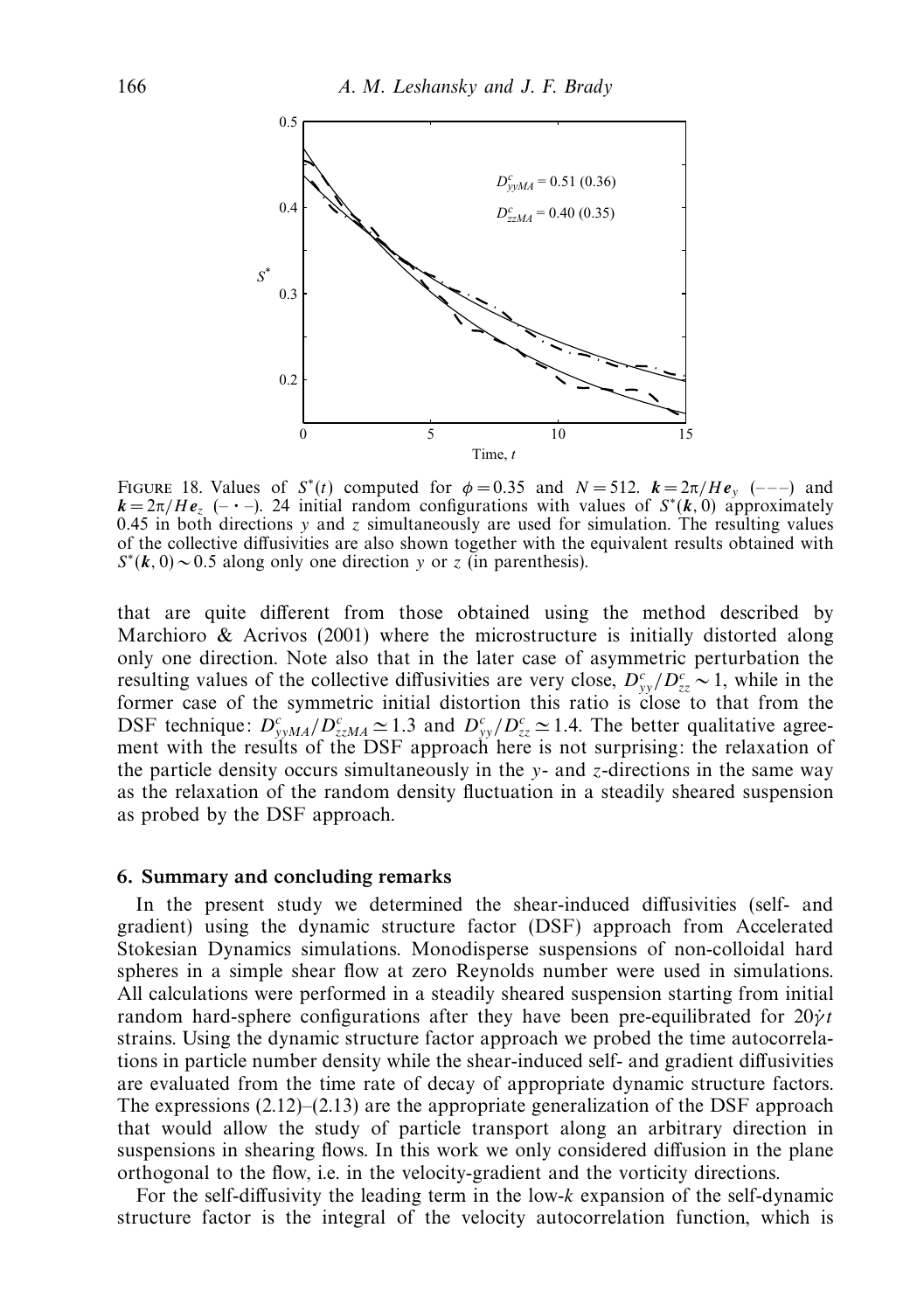FIGURE 18. Values of $S^*(t)$ computed for $\phi = 0.35$ and $N = 512$. $\boldsymbol{k} = 2\pi/H\boldsymbol{e}_y$ (– – –) and $\boldsymbol{k} = 2\pi/H\boldsymbol{e}_z$ (– · –). 24 initial random configurations with values of $S^*(\boldsymbol{k}, 0)$ approximately 0.45 in both directions $y$ and $z$ simultaneously are used for simulation. The resulting values of the collective diffusivities are also shown together with the equivalent results obtained with $S^*(\boldsymbol{k}, 0) \sim 0.5$ along only one direction $y$ or $z$ (in parenthesis).

that are quite different from those obtained using the method described by Marchioro & Acrivos (2001) where the microstructure is initially distorted along only one direction. Note also that in the later case of asymmetric perturbation the resulting values of the collective diffusivities are very close, $D^c_{yy}/D^c_{zz} \sim 1$, while in the former case of the symmetric initial distortion this ratio is close to that from the DSF technique: $D^c_{yyMA}/D^c_{zzMA} \simeq 1.3$ and $D^c_{yy}/D^c_{zz} \simeq 1.4$. The better qualitative agreement with the results of the DSF approach here is not surprising: the relaxation of the particle density occurs simultaneously in the $y$- and $z$-directions in the same way as the relaxation of the random density fluctuation in a steadily sheared suspension as probed by the DSF approach.

## 6. Summary and concluding remarks

In the present study we determined the shear-induced diffusivities (self- and gradient) using the dynamic structure factor (DSF) approach from Accelerated Stokesian Dynamics simulations. Monodisperse suspensions of non-colloidal hard spheres in a simple shear flow at zero Reynolds number were used in simulations. All calculations were performed in a steadily sheared suspension starting from initial random hard-sphere configurations after they have been pre-equilibrated for $20\dot{\gamma}t$ strains. Using the dynamic structure factor approach we probed the time autocorrelations in particle number density while the shear-induced self- and gradient diffusivities are evaluated from the time rate of decay of appropriate dynamic structure factors. The expressions (2.12)–(2.13) are the appropriate generalization of the DSF approach that would allow the study of particle transport along an arbitrary direction in suspensions in shearing flows. In this work we only considered diffusion in the plane orthogonal to the flow, i.e. in the velocity-gradient and the vorticity directions.

For the self-diffusivity the leading term in the low-$k$ expansion of the self-dynamic structure factor is the integral of the velocity autocorrelation function, which is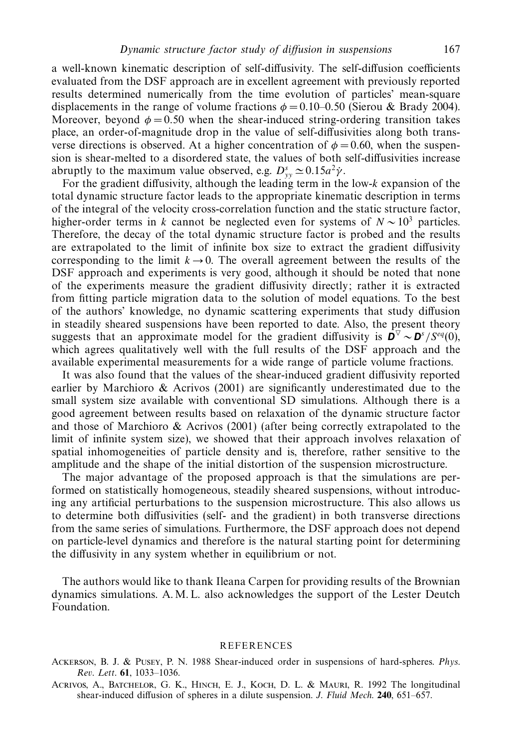a well-known kinematic description of self-diffusivity. The self-diffusion coefficients evaluated from the DSF approach are in excellent agreement with previously reported results determined numerically from the time evolution of particles' mean-square displacements in the range of volume fractions $\phi = 0.10$–$0.50$ (Sierou & Brady 2004). Moreover, beyond $\phi = 0.50$ when the shear-induced string-ordering transition takes place, an order-of-magnitude drop in the value of self-diffusivities along both transverse directions is observed. At a higher concentration of $\phi = 0.60$, when the suspension is shear-melted to a disordered state, the values of both self-diffusivities increase abruptly to the maximum value observed, e.g. $D^s_{yy} \simeq 0.15a^2\dot{\gamma}$.

For the gradient diffusivity, although the leading term in the low-$k$ expansion of the total dynamic structure factor leads to the appropriate kinematic description in terms of the integral of the velocity cross-correlation function and the static structure factor, higher-order terms in $k$ cannot be neglected even for systems of $N \sim 10^3$ particles. Therefore, the decay of the total dynamic structure factor is probed and the results are extrapolated to the limit of infinite box size to extract the gradient diffusivity corresponding to the limit $k \to 0$. The overall agreement between the results of the DSF approach and experiments is very good, although it should be noted that none of the experiments measure the gradient diffusivity directly; rather it is extracted from fitting particle migration data to the solution of model equations. To the best of the authors' knowledge, no dynamic scattering experiments that study diffusion in steadily sheared suspensions have been reported to date. Also, the present theory suggests that an approximate model for the gradient diffusivity is $\boldsymbol{D}^{\nabla} \sim \boldsymbol{D}^s / S^{eq}(0)$, which agrees qualitatively well with the full results of the DSF approach and the available experimental measurements for a wide range of particle volume fractions.

It was also found that the values of the shear-induced gradient diffusivity reported earlier by Marchioro & Acrivos (2001) are significantly underestimated due to the small system size available with conventional SD simulations. Although there is a good agreement between results based on relaxation of the dynamic structure factor and those of Marchioro & Acrivos (2001) (after being correctly extrapolated to the limit of infinite system size), we showed that their approach involves relaxation of spatial inhomogeneities of particle density and is, therefore, rather sensitive to the amplitude and the shape of the initial distortion of the suspension microstructure.

The major advantage of the proposed approach is that the simulations are performed on statistically homogeneous, steadily sheared suspensions, without introducing any artificial perturbations to the suspension microstructure. This also allows us to determine both diffusivities (self- and the gradient) in both transverse directions from the same series of simulations. Furthermore, the DSF approach does not depend on particle-level dynamics and therefore is the natural starting point for determining the diffusivity in any system whether in equilibrium or not.

The authors would like to thank Ileana Carpen for providing results of the Brownian dynamics simulations. A. M. L. also acknowledges the support of the Lester Deutch Foundation.

## REFERENCES

Ackerson, B. J. & Pusey, P. N. 1988 Shear-induced order in suspensions of hard-spheres. *Phys. Rev. Lett.* **61**, 1033–1036.

Acrivos, A., Batchelor, G. K., Hinch, E. J., Koch, D. L. & Mauri, R. 1992 The longitudinal shear-induced diffusion of spheres in a dilute suspension. *J. Fluid Mech.* **240**, 651–657.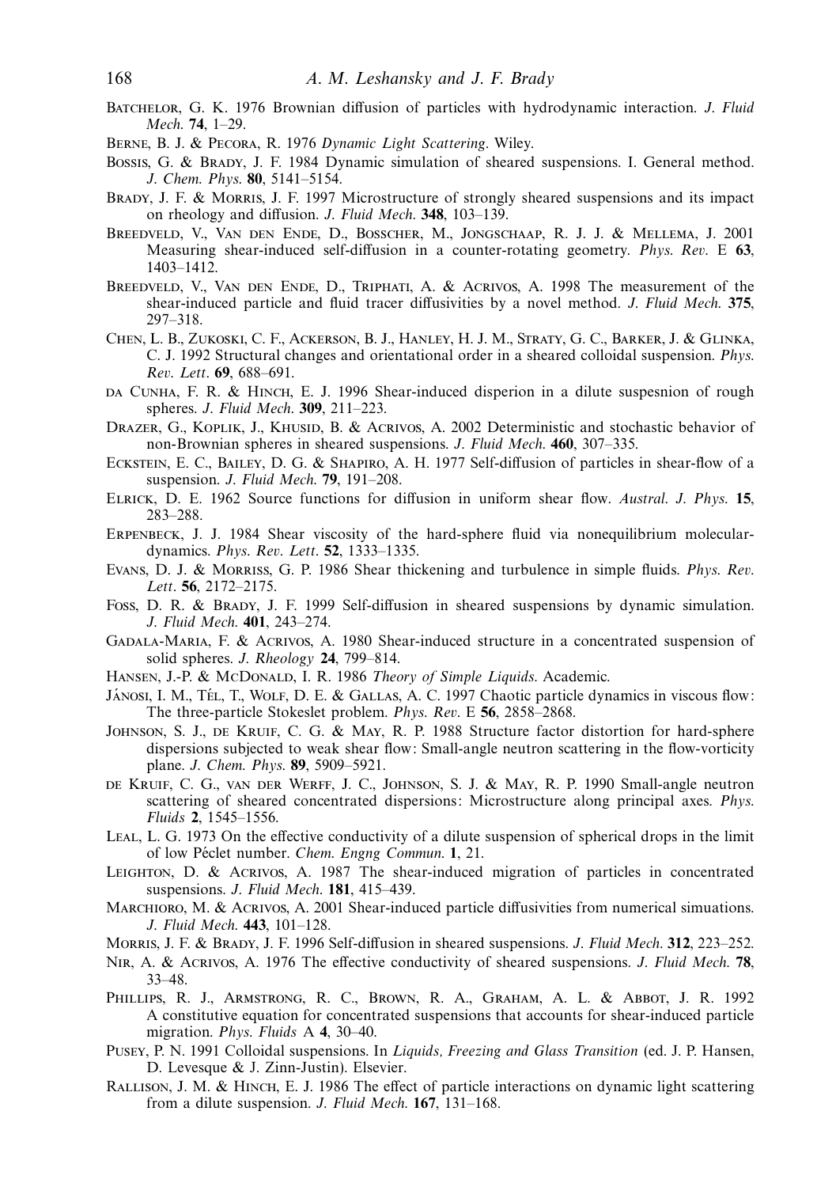Batchelor, G. K. 1976 Brownian diffusion of particles with hydrodynamic interaction. *J. Fluid Mech.* **74**, 1–29.

Berne, B. J. & Pecora, R. 1976 *Dynamic Light Scattering*. Wiley.

Bossis, G. & Brady, J. F. 1984 Dynamic simulation of sheared suspensions. I. General method. *J. Chem. Phys.* **80**, 5141–5154.

Brady, J. F. & Morris, J. F. 1997 Microstructure of strongly sheared suspensions and its impact on rheology and diffusion. *J. Fluid Mech.* **348**, 103–139.

Breedveld, V., van den Ende, D., Bosscher, M., Jongschaap, R. J. J. & Mellema, J. 2001 Measuring shear-induced self-diffusion in a counter-rotating geometry. *Phys. Rev.* E **63**, 1403–1412.

Breedveld, V., van den Ende, D., Triphati, A. & Acrivos, A. 1998 The measurement of the shear-induced particle and fluid tracer diffusivities by a novel method. *J. Fluid Mech.* **375**, 297–318.

Chen, L. B., Zukoski, C. F., Ackerson, B. J., Hanley, H. J. M., Straty, G. C., Barker, J. & Glinka, C. J. 1992 Structural changes and orientational order in a sheared colloidal suspension. *Phys. Rev. Lett*. **69**, 688–691.

da Cunha, F. R. & Hinch, E. J. 1996 Shear-induced disperion in a dilute suspesnion of rough spheres. *J. Fluid Mech.* **309**, 211–223.

Drazer, G., Koplik, J., Khusid, B. & Acrivos, A. 2002 Deterministic and stochastic behavior of non-Brownian spheres in sheared suspensions. *J. Fluid Mech.* **460**, 307–335.

Eckstein, E. C., Bailey, D. G. & Shapiro, A. H. 1977 Self-diffusion of particles in shear-flow of a suspension. *J. Fluid Mech.* **79**, 191–208.

Elrick, D. E. 1962 Source functions for diffusion in uniform shear flow. *Austral. J. Phys.* **15**, 283–288.

Erpenbeck, J. J. 1984 Shear viscosity of the hard-sphere fluid via nonequilibrium molecular-dynamics. *Phys. Rev. Lett*. **52**, 1333–1335.

Evans, D. J. & Morriss, G. P. 1986 Shear thickening and turbulence in simple fluids. *Phys. Rev. Lett*. **56**, 2172–2175.

Foss, D. R. & Brady, J. F. 1999 Self-diffusion in sheared suspensions by dynamic simulation. *J. Fluid Mech.* **401**, 243–274.

Gadala-Maria, F. & Acrivos, A. 1980 Shear-induced structure in a concentrated suspension of solid spheres. *J. Rheology* **24**, 799–814.

Hansen, J.-P. & McDonald, I. R. 1986 *Theory of Simple Liquids*. Academic.

Jánosi, I. M., Tél, T., Wolf, D. E. & Gallas, A. C. 1997 Chaotic particle dynamics in viscous flow: The three-particle Stokeslet problem. *Phys. Rev.* E **56**, 2858–2868.

Johnson, S. J., de Kruif, C. G. & May, R. P. 1988 Structure factor distortion for hard-sphere dispersions subjected to weak shear flow: Small-angle neutron scattering in the flow-vorticity plane. *J. Chem. Phys.* **89**, 5909–5921.

de Kruif, C. G., van der Werff, J. C., Johnson, S. J. & May, R. P. 1990 Small-angle neutron scattering of sheared concentrated dispersions: Microstructure along principal axes. *Phys. Fluids* **2**, 1545–1556.

Leal, L. G. 1973 On the effective conductivity of a dilute suspension of spherical drops in the limit of low Péclet number. *Chem. Engng Commun.* **1**, 21.

Leighton, D. & Acrivos, A. 1987 The shear-induced migration of particles in concentrated suspensions. *J. Fluid Mech.* **181**, 415–439.

Marchioro, M. & Acrivos, A. 2001 Shear-induced particle diffusivities from numerical simuations. *J. Fluid Mech.* **443**, 101–128.

Morris, J. F. & Brady, J. F. 1996 Self-diffusion in sheared suspensions. *J. Fluid Mech.* **312**, 223–252.

Nir, A. & Acrivos, A. 1976 The effective conductivity of sheared suspensions. *J. Fluid Mech.* **78**, 33–48.

Phillips, R. J., Armstrong, R. C., Brown, R. A., Graham, A. L. & Abbot, J. R. 1992 A constitutive equation for concentrated suspensions that accounts for shear-induced particle migration. *Phys. Fluids* A **4**, 30–40.

Pusey, P. N. 1991 Colloidal suspensions. In *Liquids, Freezing and Glass Transition* (ed. J. P. Hansen, D. Levesque & J. Zinn-Justin). Elsevier.

Rallison, J. M. & Hinch, E. J. 1986 The effect of particle interactions on dynamic light scattering from a dilute suspension. *J. Fluid Mech.* **167**, 131–168.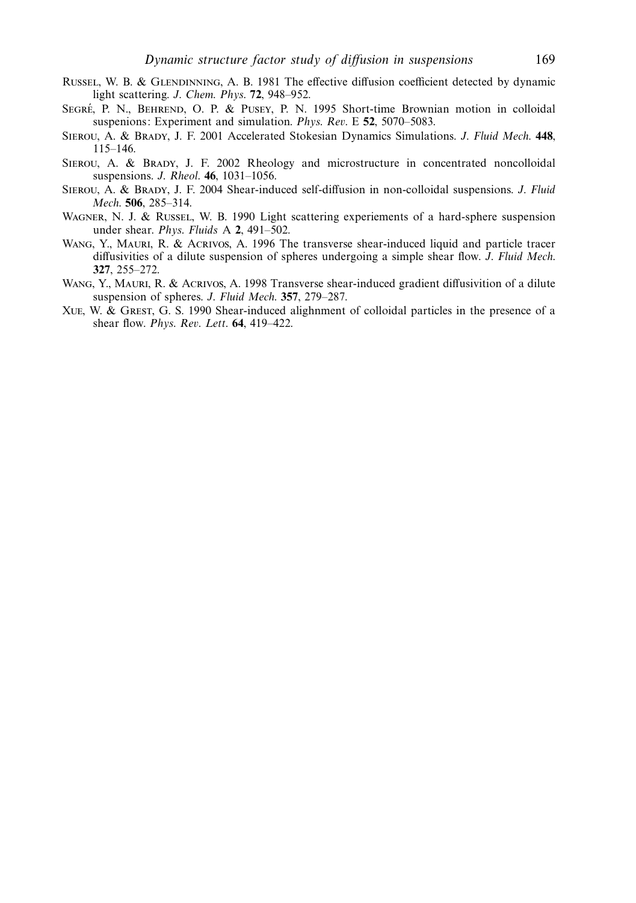Russel, W. B. & Glendinning, A. B. 1981 The effective diffusion coefficient detected by dynamic light scattering. *J. Chem. Phys.* **72**, 948–952.

Segré, P. N., Behrend, O. P. & Pusey, P. N. 1995 Short-time Brownian motion in colloidal suspenions: Experiment and simulation. *Phys. Rev.* E **52**, 5070–5083.

Sierou, A. & Brady, J. F. 2001 Accelerated Stokesian Dynamics Simulations. *J. Fluid Mech.* **448**, 115–146.

Sierou, A. & Brady, J. F. 2002 Rheology and microstructure in concentrated noncolloidal suspensions. *J. Rheol.* **46**, 1031–1056.

Sierou, A. & Brady, J. F. 2004 Shear-induced self-diffusion in non-colloidal suspensions. *J. Fluid Mech.* **506**, 285–314.

Wagner, N. J. & Russel, W. B. 1990 Light scattering experiements of a hard-sphere suspension under shear. *Phys. Fluids* A **2**, 491–502.

Wang, Y., Mauri, R. & Acrivos, A. 1996 The transverse shear-induced liquid and particle tracer diffusivities of a dilute suspension of spheres undergoing a simple shear flow. *J. Fluid Mech.* **327**, 255–272.

Wang, Y., Mauri, R. & Acrivos, A. 1998 Transverse shear-induced gradient diffusivition of a dilute suspension of spheres. *J. Fluid Mech.* **357**, 279–287.

Xue, W. & Grest, G. S. 1990 Shear-induced alighnment of colloidal particles in the presence of a shear flow. *Phys. Rev. Lett.* **64**, 419–422.